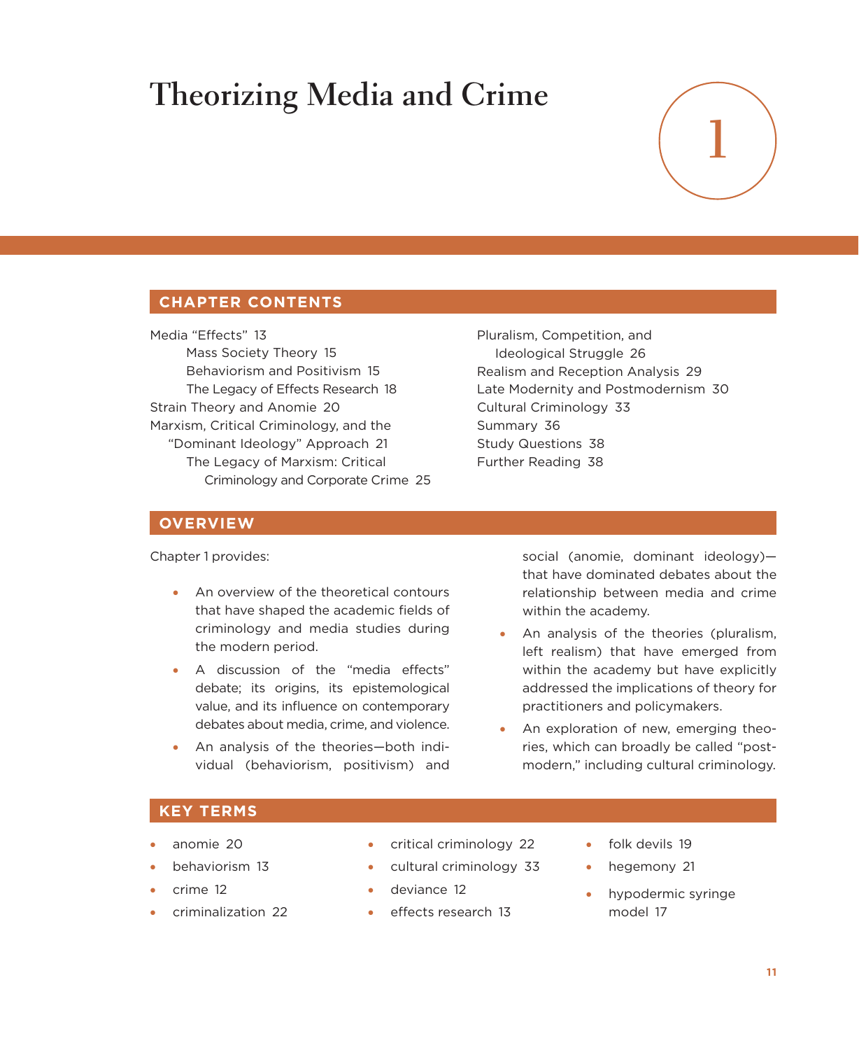# Theorizing Media and Crime

# 1

## CHAPTER CONTENTS

- Media "Effects" 13
  - Mass Society Theory 15
  - Behaviorism and Positivism 15
  - The Legacy of Effects Research 18
- Strain Theory and Anomie 20
- Marxism, Critical Criminology, and the "Dominant Ideology" Approach 21
  - The Legacy of Marxism: Critical Criminology and Corporate Crime 25
- Pluralism, Competition, and Ideological Struggle 26
- Realism and Reception Analysis 29
- Late Modernity and Postmodernism 30
- Cultural Criminology 33
- Summary 36
- Study Questions 38
- Further Reading 38

## OVERVIEW

Chapter 1 provides:

- An overview of the theoretical contours that have shaped the academic fields of criminology and media studies during the modern period.
- A discussion of the "media effects" debate; its origins, its epistemological value, and its influence on contemporary debates about media, crime, and violence.
- An analysis of the theories—both individual (behaviorism, positivism) and social (anomie, dominant ideology)—that have dominated debates about the relationship between media and crime within the academy.
- An analysis of the theories (pluralism, left realism) that have emerged from within the academy but have explicitly addressed the implications of theory for practitioners and policymakers.
- An exploration of new, emerging theories, which can broadly be called "postmodern," including cultural criminology.

## KEY TERMS

- anomie 20
- behaviorism 13
- crime 12
- criminalization 22
- critical criminology 22
- cultural criminology 33
- deviance 12
- effects research 13
- folk devils 19
- hegemony 21
- hypodermic syringe model 17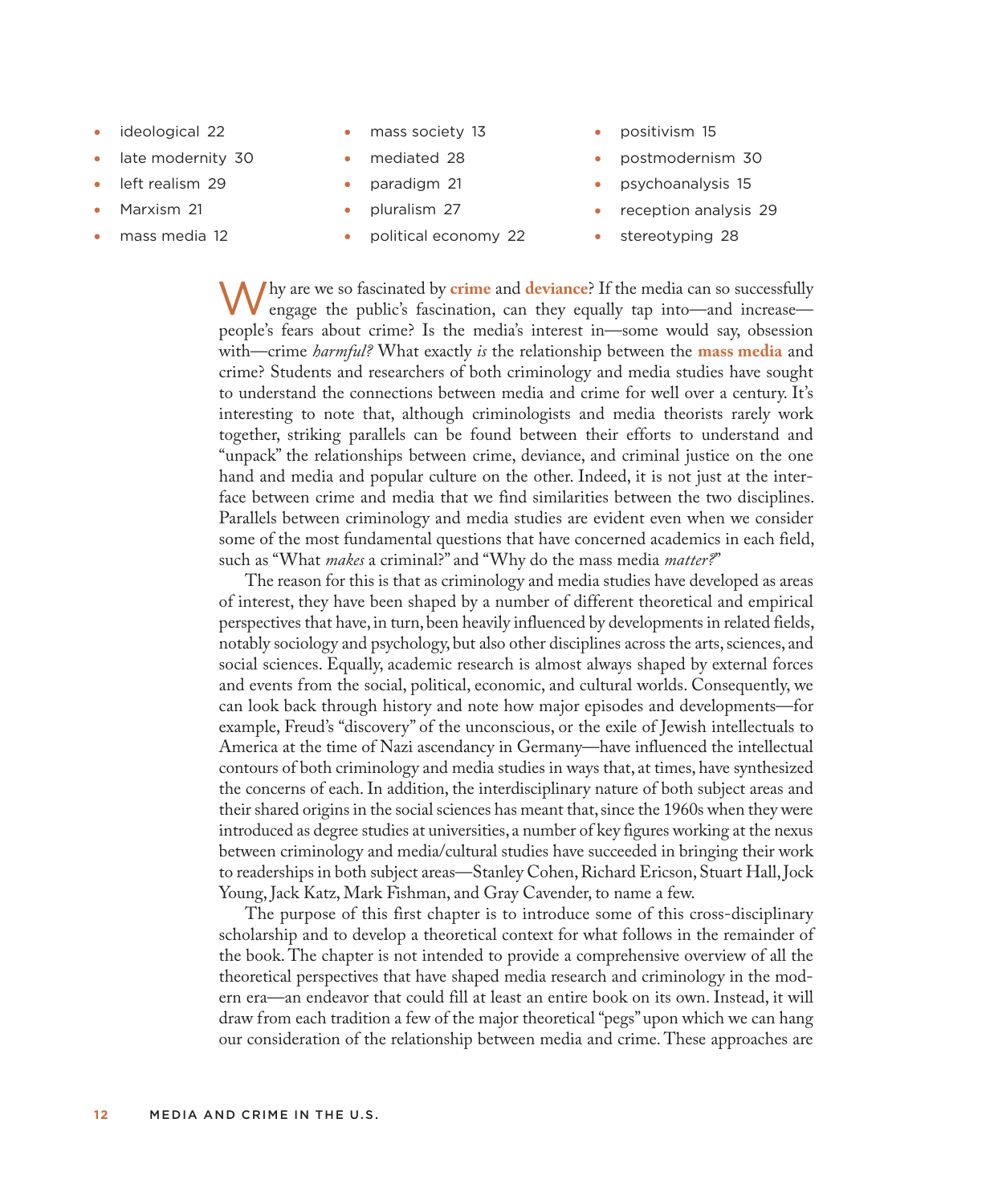- ideological 22
- late modernity 30
- left realism 29
- Marxism 21
- mass media 12
- mass society 13
- mediated 28
- paradigm 21
- pluralism 27
- political economy 22
- positivism 15
- postmodernism 30
- psychoanalysis 15
- reception analysis 29
- stereotyping 28

Why are we so fascinated by **crime** and **deviance**? If the media can so successfully engage the public's fascination, can they equally tap into—and increase—people's fears about crime? Is the media's interest in—some would say, obsession with—crime *harmful?* What exactly *is* the relationship between the **mass media** and crime? Students and researchers of both criminology and media studies have sought to understand the connections between media and crime for well over a century. It's interesting to note that, although criminologists and media theorists rarely work together, striking parallels can be found between their efforts to understand and "unpack" the relationships between crime, deviance, and criminal justice on the one hand and media and popular culture on the other. Indeed, it is not just at the interface between crime and media that we find similarities between the two disciplines. Parallels between criminology and media studies are evident even when we consider some of the most fundamental questions that have concerned academics in each field, such as "What *makes* a criminal?" and "Why do the mass media *matter?*"

The reason for this is that as criminology and media studies have developed as areas of interest, they have been shaped by a number of different theoretical and empirical perspectives that have, in turn, been heavily influenced by developments in related fields, notably sociology and psychology, but also other disciplines across the arts, sciences, and social sciences. Equally, academic research is almost always shaped by external forces and events from the social, political, economic, and cultural worlds. Consequently, we can look back through history and note how major episodes and developments—for example, Freud's "discovery" of the unconscious, or the exile of Jewish intellectuals to America at the time of Nazi ascendancy in Germany—have influenced the intellectual contours of both criminology and media studies in ways that, at times, have synthesized the concerns of each. In addition, the interdisciplinary nature of both subject areas and their shared origins in the social sciences has meant that, since the 1960s when they were introduced as degree studies at universities, a number of key figures working at the nexus between criminology and media/cultural studies have succeeded in bringing their work to readerships in both subject areas—Stanley Cohen, Richard Ericson, Stuart Hall, Jock Young, Jack Katz, Mark Fishman, and Gray Cavender, to name a few.

The purpose of this first chapter is to introduce some of this cross-disciplinary scholarship and to develop a theoretical context for what follows in the remainder of the book. The chapter is not intended to provide a comprehensive overview of all the theoretical perspectives that have shaped media research and criminology in the modern era—an endeavor that could fill at least an entire book on its own. Instead, it will draw from each tradition a few of the major theoretical "pegs" upon which we can hang our consideration of the relationship between media and crime. These approaches are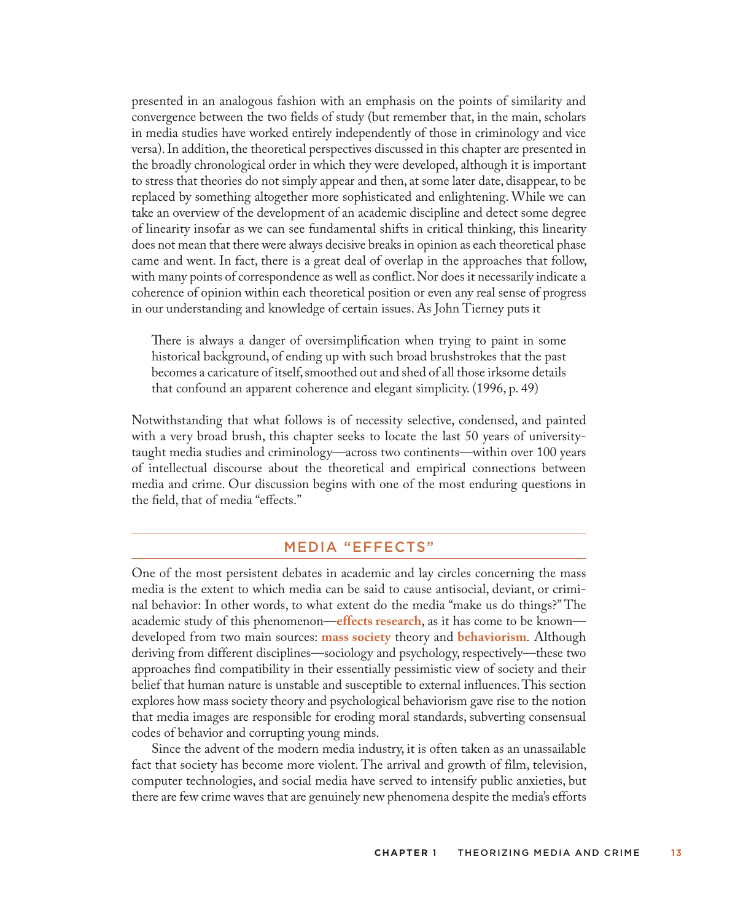presented in an analogous fashion with an emphasis on the points of similarity and convergence between the two fields of study (but remember that, in the main, scholars in media studies have worked entirely independently of those in criminology and vice versa). In addition, the theoretical perspectives discussed in this chapter are presented in the broadly chronological order in which they were developed, although it is important to stress that theories do not simply appear and then, at some later date, disappear, to be replaced by something altogether more sophisticated and enlightening. While we can take an overview of the development of an academic discipline and detect some degree of linearity insofar as we can see fundamental shifts in critical thinking, this linearity does not mean that there were always decisive breaks in opinion as each theoretical phase came and went. In fact, there is a great deal of overlap in the approaches that follow, with many points of correspondence as well as conflict. Nor does it necessarily indicate a coherence of opinion within each theoretical position or even any real sense of progress in our understanding and knowledge of certain issues. As John Tierney puts it

> There is always a danger of oversimplification when trying to paint in some historical background, of ending up with such broad brushstrokes that the past becomes a caricature of itself, smoothed out and shed of all those irksome details that confound an apparent coherence and elegant simplicity. (1996, p. 49)

Notwithstanding that what follows is of necessity selective, condensed, and painted with a very broad brush, this chapter seeks to locate the last 50 years of university-taught media studies and criminology—across two continents—within over 100 years of intellectual discourse about the theoretical and empirical connections between media and crime. Our discussion begins with one of the most enduring questions in the field, that of media "effects."

## MEDIA "EFFECTS"

One of the most persistent debates in academic and lay circles concerning the mass media is the extent to which media can be said to cause antisocial, deviant, or criminal behavior: In other words, to what extent do the media "make us do things?" The academic study of this phenomenon—**effects research**, as it has come to be known—developed from two main sources: **mass society** theory and **behaviorism**. Although deriving from different disciplines—sociology and psychology, respectively—these two approaches find compatibility in their essentially pessimistic view of society and their belief that human nature is unstable and susceptible to external influences. This section explores how mass society theory and psychological behaviorism gave rise to the notion that media images are responsible for eroding moral standards, subverting consensual codes of behavior and corrupting young minds.

Since the advent of the modern media industry, it is often taken as an unassailable fact that society has become more violent. The arrival and growth of film, television, computer technologies, and social media have served to intensify public anxieties, but there are few crime waves that are genuinely new phenomena despite the media's efforts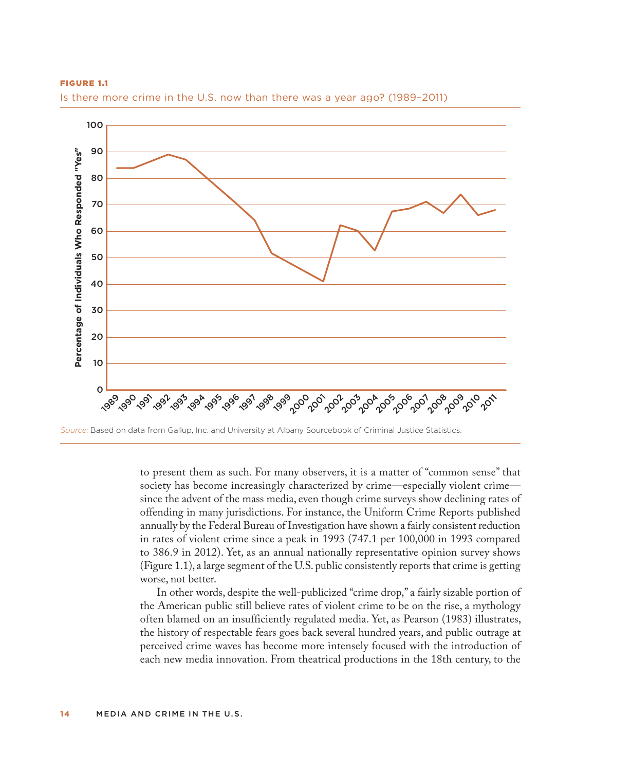**FIGURE 1.1**

Is there more crime in the U.S. now than there was a year ago? (1989–2011)

*Source:* Based on data from Gallup, Inc. and University at Albany Sourcebook of Criminal Justice Statistics.

to present them as such. For many observers, it is a matter of "common sense" that society has become increasingly characterized by crime—especially violent crime—since the advent of the mass media, even though crime surveys show declining rates of offending in many jurisdictions. For instance, the Uniform Crime Reports published annually by the Federal Bureau of Investigation have shown a fairly consistent reduction in rates of violent crime since a peak in 1993 (747.1 per 100,000 in 1993 compared to 386.9 in 2012). Yet, as an annual nationally representative opinion survey shows (Figure 1.1), a large segment of the U.S. public consistently reports that crime is getting worse, not better.

In other words, despite the well-publicized "crime drop," a fairly sizable portion of the American public still believe rates of violent crime to be on the rise, a mythology often blamed on an insufficiently regulated media. Yet, as Pearson (1983) illustrates, the history of respectable fears goes back several hundred years, and public outrage at perceived crime waves has become more intensely focused with the introduction of each new media innovation. From theatrical productions in the 18th century, to the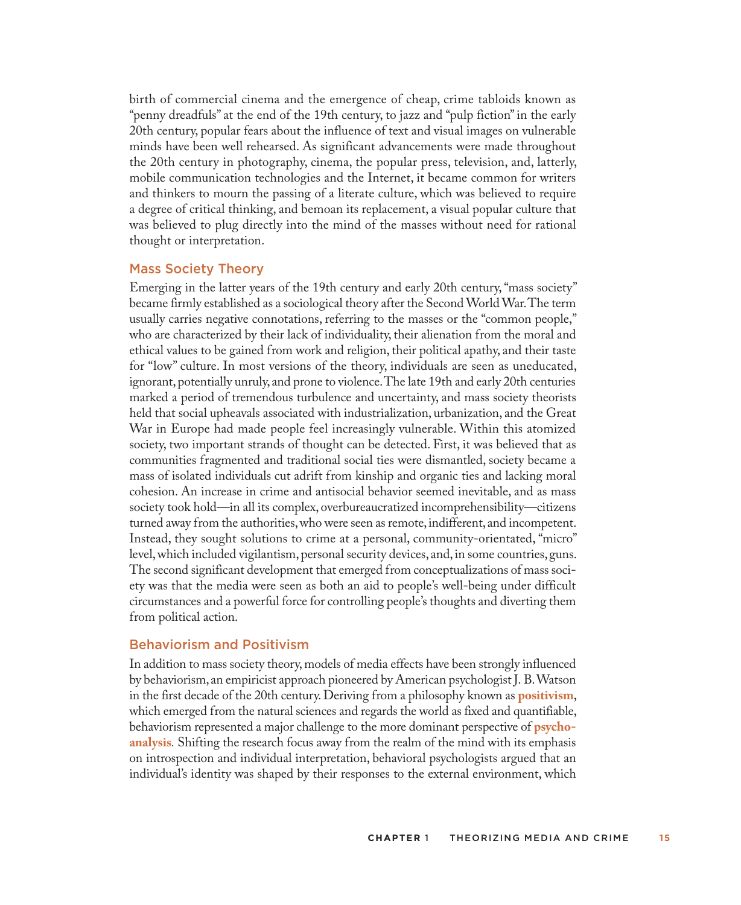birth of commercial cinema and the emergence of cheap, crime tabloids known as "penny dreadfuls" at the end of the 19th century, to jazz and "pulp fiction" in the early 20th century, popular fears about the influence of text and visual images on vulnerable minds have been well rehearsed. As significant advancements were made throughout the 20th century in photography, cinema, the popular press, television, and, latterly, mobile communication technologies and the Internet, it became common for writers and thinkers to mourn the passing of a literate culture, which was believed to require a degree of critical thinking, and bemoan its replacement, a visual popular culture that was believed to plug directly into the mind of the masses without need for rational thought or interpretation.

## Mass Society Theory

Emerging in the latter years of the 19th century and early 20th century, "mass society" became firmly established as a sociological theory after the Second World War. The term usually carries negative connotations, referring to the masses or the "common people," who are characterized by their lack of individuality, their alienation from the moral and ethical values to be gained from work and religion, their political apathy, and their taste for "low" culture. In most versions of the theory, individuals are seen as uneducated, ignorant, potentially unruly, and prone to violence. The late 19th and early 20th centuries marked a period of tremendous turbulence and uncertainty, and mass society theorists held that social upheavals associated with industrialization, urbanization, and the Great War in Europe had made people feel increasingly vulnerable. Within this atomized society, two important strands of thought can be detected. First, it was believed that as communities fragmented and traditional social ties were dismantled, society became a mass of isolated individuals cut adrift from kinship and organic ties and lacking moral cohesion. An increase in crime and antisocial behavior seemed inevitable, and as mass society took hold—in all its complex, overbureaucratized incomprehensibility—citizens turned away from the authorities, who were seen as remote, indifferent, and incompetent. Instead, they sought solutions to crime at a personal, community-orientated, "micro" level, which included vigilantism, personal security devices, and, in some countries, guns. The second significant development that emerged from conceptualizations of mass society was that the media were seen as both an aid to people's well-being under difficult circumstances and a powerful force for controlling people's thoughts and diverting them from political action.

## Behaviorism and Positivism

In addition to mass society theory, models of media effects have been strongly influenced by behaviorism, an empiricist approach pioneered by American psychologist J. B. Watson in the first decade of the 20th century. Deriving from a philosophy known as **positivism**, which emerged from the natural sciences and regards the world as fixed and quantifiable, behaviorism represented a major challenge to the more dominant perspective of **psychoanalysis**. Shifting the research focus away from the realm of the mind with its emphasis on introspection and individual interpretation, behavioral psychologists argued that an individual's identity was shaped by their responses to the external environment, which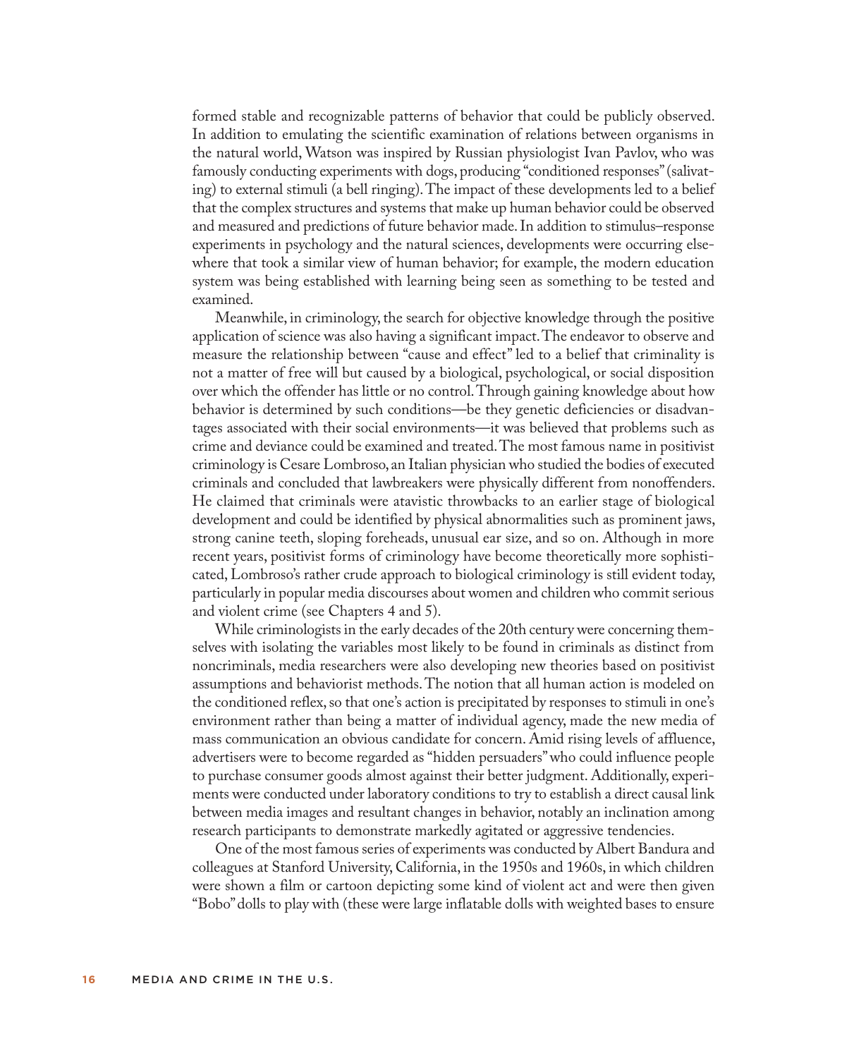formed stable and recognizable patterns of behavior that could be publicly observed. In addition to emulating the scientific examination of relations between organisms in the natural world, Watson was inspired by Russian physiologist Ivan Pavlov, who was famously conducting experiments with dogs, producing "conditioned responses" (salivating) to external stimuli (a bell ringing). The impact of these developments led to a belief that the complex structures and systems that make up human behavior could be observed and measured and predictions of future behavior made. In addition to stimulus–response experiments in psychology and the natural sciences, developments were occurring elsewhere that took a similar view of human behavior; for example, the modern education system was being established with learning being seen as something to be tested and examined.

Meanwhile, in criminology, the search for objective knowledge through the positive application of science was also having a significant impact. The endeavor to observe and measure the relationship between "cause and effect" led to a belief that criminality is not a matter of free will but caused by a biological, psychological, or social disposition over which the offender has little or no control. Through gaining knowledge about how behavior is determined by such conditions—be they genetic deficiencies or disadvantages associated with their social environments—it was believed that problems such as crime and deviance could be examined and treated. The most famous name in positivist criminology is Cesare Lombroso, an Italian physician who studied the bodies of executed criminals and concluded that lawbreakers were physically different from nonoffenders. He claimed that criminals were atavistic throwbacks to an earlier stage of biological development and could be identified by physical abnormalities such as prominent jaws, strong canine teeth, sloping foreheads, unusual ear size, and so on. Although in more recent years, positivist forms of criminology have become theoretically more sophisticated, Lombroso's rather crude approach to biological criminology is still evident today, particularly in popular media discourses about women and children who commit serious and violent crime (see Chapters 4 and 5).

While criminologists in the early decades of the 20th century were concerning themselves with isolating the variables most likely to be found in criminals as distinct from noncriminals, media researchers were also developing new theories based on positivist assumptions and behaviorist methods. The notion that all human action is modeled on the conditioned reflex, so that one's action is precipitated by responses to stimuli in one's environment rather than being a matter of individual agency, made the new media of mass communication an obvious candidate for concern. Amid rising levels of affluence, advertisers were to become regarded as "hidden persuaders" who could influence people to purchase consumer goods almost against their better judgment. Additionally, experiments were conducted under laboratory conditions to try to establish a direct causal link between media images and resultant changes in behavior, notably an inclination among research participants to demonstrate markedly agitated or aggressive tendencies.

One of the most famous series of experiments was conducted by Albert Bandura and colleagues at Stanford University, California, in the 1950s and 1960s, in which children were shown a film or cartoon depicting some kind of violent act and were then given "Bobo" dolls to play with (these were large inflatable dolls with weighted bases to ensure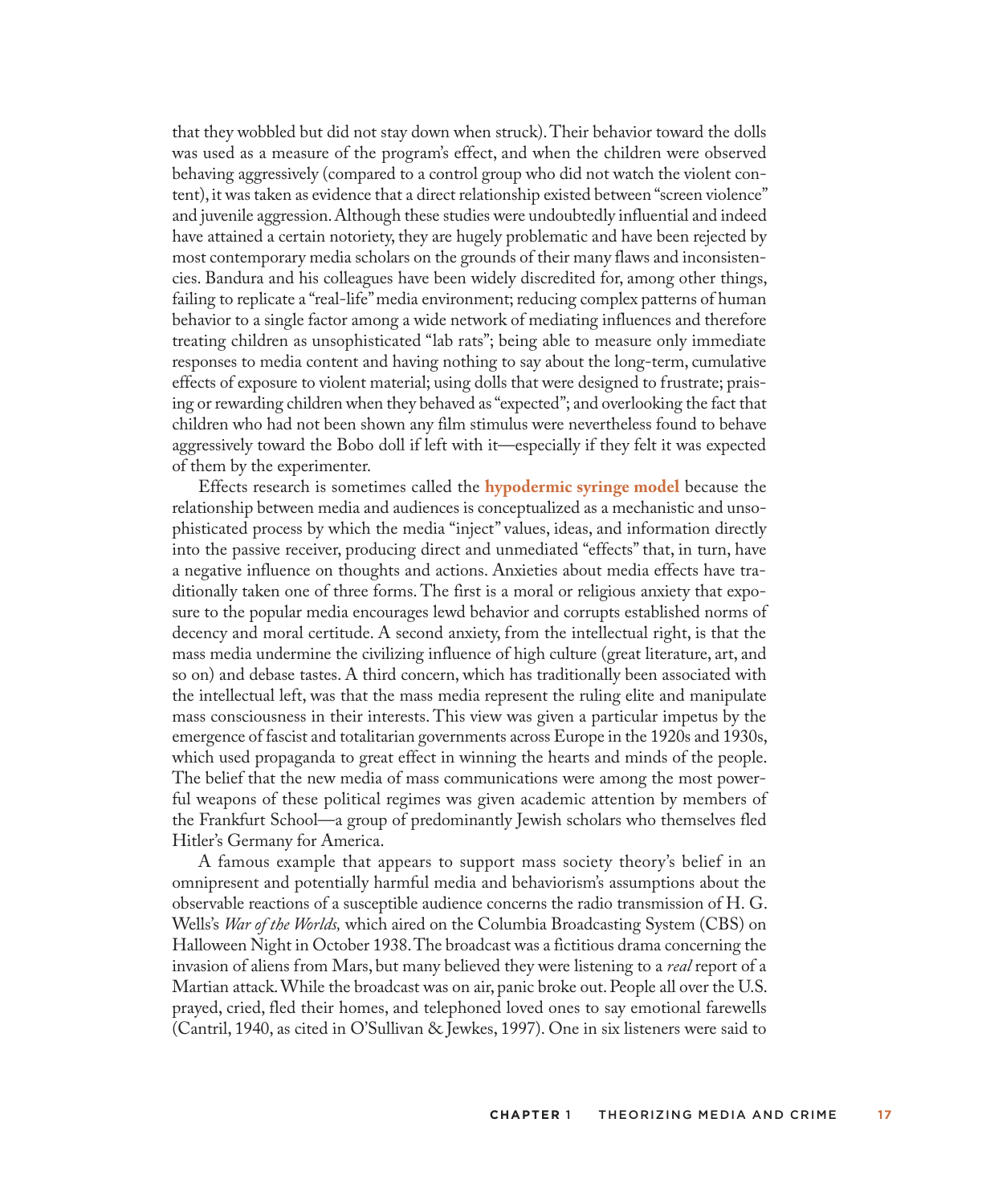that they wobbled but did not stay down when struck). Their behavior toward the dolls was used as a measure of the program's effect, and when the children were observed behaving aggressively (compared to a control group who did not watch the violent content), it was taken as evidence that a direct relationship existed between "screen violence" and juvenile aggression. Although these studies were undoubtedly influential and indeed have attained a certain notoriety, they are hugely problematic and have been rejected by most contemporary media scholars on the grounds of their many flaws and inconsistencies. Bandura and his colleagues have been widely discredited for, among other things, failing to replicate a "real-life" media environment; reducing complex patterns of human behavior to a single factor among a wide network of mediating influences and therefore treating children as unsophisticated "lab rats"; being able to measure only immediate responses to media content and having nothing to say about the long-term, cumulative effects of exposure to violent material; using dolls that were designed to frustrate; praising or rewarding children when they behaved as "expected"; and overlooking the fact that children who had not been shown any film stimulus were nevertheless found to behave aggressively toward the Bobo doll if left with it—especially if they felt it was expected of them by the experimenter.

Effects research is sometimes called the **hypodermic syringe model** because the relationship between media and audiences is conceptualized as a mechanistic and unsophisticated process by which the media "inject" values, ideas, and information directly into the passive receiver, producing direct and unmediated "effects" that, in turn, have a negative influence on thoughts and actions. Anxieties about media effects have traditionally taken one of three forms. The first is a moral or religious anxiety that exposure to the popular media encourages lewd behavior and corrupts established norms of decency and moral certitude. A second anxiety, from the intellectual right, is that the mass media undermine the civilizing influence of high culture (great literature, art, and so on) and debase tastes. A third concern, which has traditionally been associated with the intellectual left, was that the mass media represent the ruling elite and manipulate mass consciousness in their interests. This view was given a particular impetus by the emergence of fascist and totalitarian governments across Europe in the 1920s and 1930s, which used propaganda to great effect in winning the hearts and minds of the people. The belief that the new media of mass communications were among the most powerful weapons of these political regimes was given academic attention by members of the Frankfurt School—a group of predominantly Jewish scholars who themselves fled Hitler's Germany for America.

A famous example that appears to support mass society theory's belief in an omnipresent and potentially harmful media and behaviorism's assumptions about the observable reactions of a susceptible audience concerns the radio transmission of H. G. Wells's *War of the Worlds,* which aired on the Columbia Broadcasting System (CBS) on Halloween Night in October 1938. The broadcast was a fictitious drama concerning the invasion of aliens from Mars, but many believed they were listening to a *real* report of a Martian attack. While the broadcast was on air, panic broke out. People all over the U.S. prayed, cried, fled their homes, and telephoned loved ones to say emotional farewells (Cantril, 1940, as cited in O'Sullivan & Jewkes, 1997). One in six listeners were said to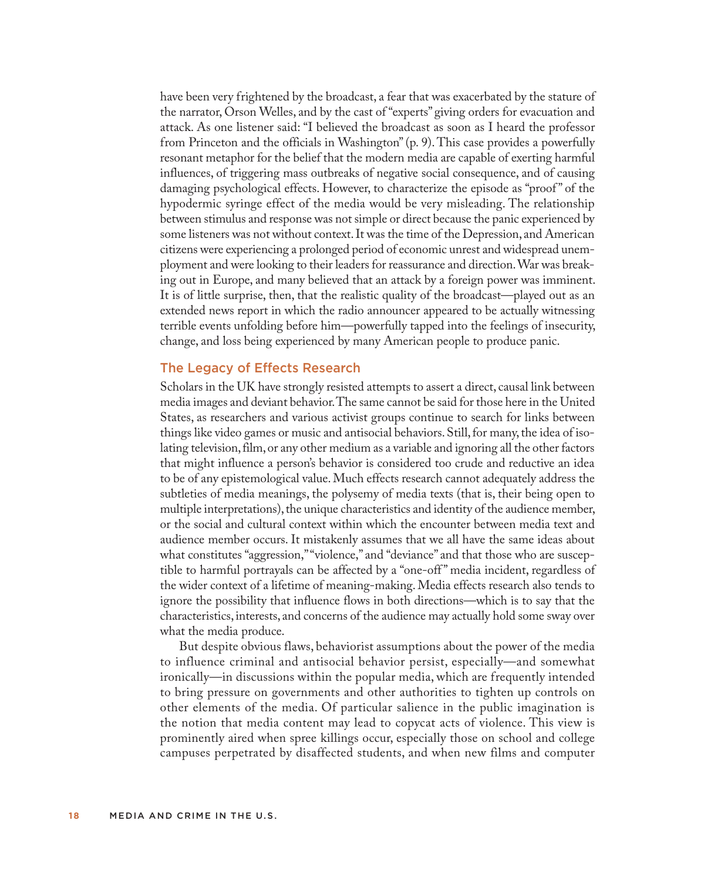have been very frightened by the broadcast, a fear that was exacerbated by the stature of the narrator, Orson Welles, and by the cast of "experts" giving orders for evacuation and attack. As one listener said: "I believed the broadcast as soon as I heard the professor from Princeton and the officials in Washington" (p. 9). This case provides a powerfully resonant metaphor for the belief that the modern media are capable of exerting harmful influences, of triggering mass outbreaks of negative social consequence, and of causing damaging psychological effects. However, to characterize the episode as "proof" of the hypodermic syringe effect of the media would be very misleading. The relationship between stimulus and response was not simple or direct because the panic experienced by some listeners was not without context. It was the time of the Depression, and American citizens were experiencing a prolonged period of economic unrest and widespread unemployment and were looking to their leaders for reassurance and direction. War was breaking out in Europe, and many believed that an attack by a foreign power was imminent. It is of little surprise, then, that the realistic quality of the broadcast—played out as an extended news report in which the radio announcer appeared to be actually witnessing terrible events unfolding before him—powerfully tapped into the feelings of insecurity, change, and loss being experienced by many American people to produce panic.

## The Legacy of Effects Research

Scholars in the UK have strongly resisted attempts to assert a direct, causal link between media images and deviant behavior. The same cannot be said for those here in the United States, as researchers and various activist groups continue to search for links between things like video games or music and antisocial behaviors. Still, for many, the idea of isolating television, film, or any other medium as a variable and ignoring all the other factors that might influence a person's behavior is considered too crude and reductive an idea to be of any epistemological value. Much effects research cannot adequately address the subtleties of media meanings, the polysemy of media texts (that is, their being open to multiple interpretations), the unique characteristics and identity of the audience member, or the social and cultural context within which the encounter between media text and audience member occurs. It mistakenly assumes that we all have the same ideas about what constitutes "aggression," "violence," and "deviance" and that those who are susceptible to harmful portrayals can be affected by a "one-off" media incident, regardless of the wider context of a lifetime of meaning-making. Media effects research also tends to ignore the possibility that influence flows in both directions—which is to say that the characteristics, interests, and concerns of the audience may actually hold some sway over what the media produce.

But despite obvious flaws, behaviorist assumptions about the power of the media to influence criminal and antisocial behavior persist, especially—and somewhat ironically—in discussions within the popular media, which are frequently intended to bring pressure on governments and other authorities to tighten up controls on other elements of the media. Of particular salience in the public imagination is the notion that media content may lead to copycat acts of violence. This view is prominently aired when spree killings occur, especially those on school and college campuses perpetrated by disaffected students, and when new films and computer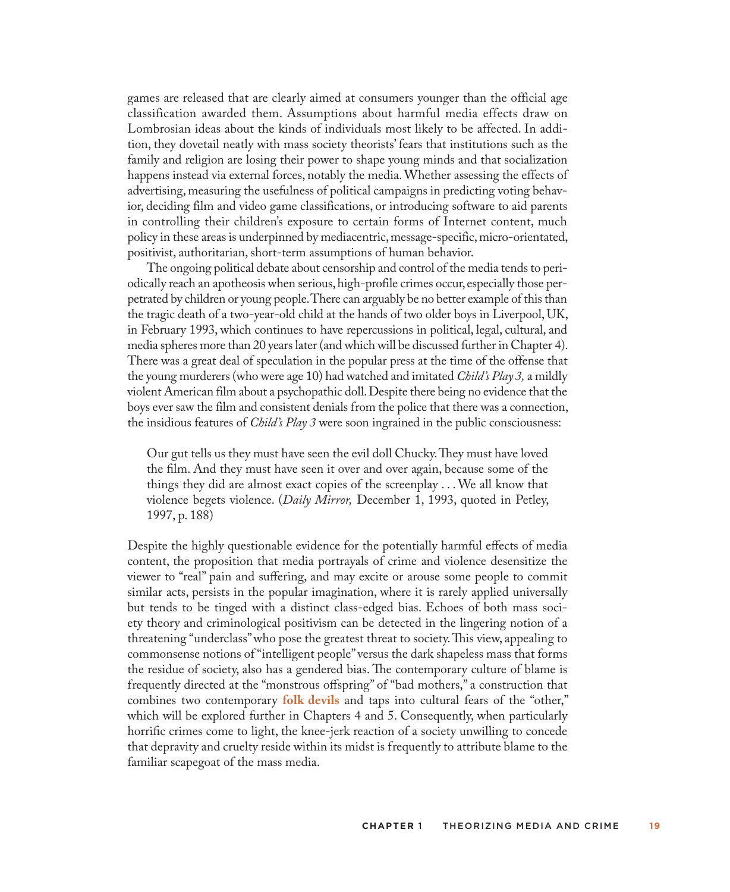games are released that are clearly aimed at consumers younger than the official age classification awarded them. Assumptions about harmful media effects draw on Lombrosian ideas about the kinds of individuals most likely to be affected. In addition, they dovetail neatly with mass society theorists' fears that institutions such as the family and religion are losing their power to shape young minds and that socialization happens instead via external forces, notably the media. Whether assessing the effects of advertising, measuring the usefulness of political campaigns in predicting voting behavior, deciding film and video game classifications, or introducing software to aid parents in controlling their children's exposure to certain forms of Internet content, much policy in these areas is underpinned by mediacentric, message-specific, micro-orientated, positivist, authoritarian, short-term assumptions of human behavior.

The ongoing political debate about censorship and control of the media tends to periodically reach an apotheosis when serious, high-profile crimes occur, especially those perpetrated by children or young people. There can arguably be no better example of this than the tragic death of a two-year-old child at the hands of two older boys in Liverpool, UK, in February 1993, which continues to have repercussions in political, legal, cultural, and media spheres more than 20 years later (and which will be discussed further in Chapter 4). There was a great deal of speculation in the popular press at the time of the offense that the young murderers (who were age 10) had watched and imitated *Child's Play 3,* a mildly violent American film about a psychopathic doll. Despite there being no evidence that the boys ever saw the film and consistent denials from the police that there was a connection, the insidious features of *Child's Play 3* were soon ingrained in the public consciousness:

> Our gut tells us they must have seen the evil doll Chucky. They must have loved the film. And they must have seen it over and over again, because some of the things they did are almost exact copies of the screenplay . . . We all know that violence begets violence. (*Daily Mirror,* December 1, 1993, quoted in Petley, 1997, p. 188)

Despite the highly questionable evidence for the potentially harmful effects of media content, the proposition that media portrayals of crime and violence desensitize the viewer to "real" pain and suffering, and may excite or arouse some people to commit similar acts, persists in the popular imagination, where it is rarely applied universally but tends to be tinged with a distinct class-edged bias. Echoes of both mass society theory and criminological positivism can be detected in the lingering notion of a threatening "underclass" who pose the greatest threat to society. This view, appealing to commonsense notions of "intelligent people" versus the dark shapeless mass that forms the residue of society, also has a gendered bias. The contemporary culture of blame is frequently directed at the "monstrous offspring" of "bad mothers," a construction that combines two contemporary **folk devils** and taps into cultural fears of the "other," which will be explored further in Chapters 4 and 5. Consequently, when particularly horrific crimes come to light, the knee-jerk reaction of a society unwilling to concede that depravity and cruelty reside within its midst is frequently to attribute blame to the familiar scapegoat of the mass media.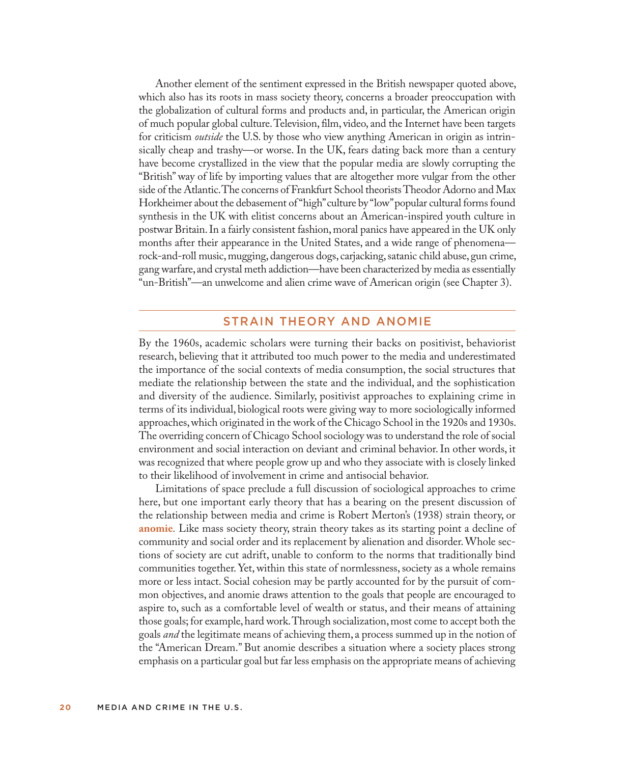Another element of the sentiment expressed in the British newspaper quoted above, which also has its roots in mass society theory, concerns a broader preoccupation with the globalization of cultural forms and products and, in particular, the American origin of much popular global culture. Television, film, video, and the Internet have been targets for criticism *outside* the U.S. by those who view anything American in origin as intrinsically cheap and trashy—or worse. In the UK, fears dating back more than a century have become crystallized in the view that the popular media are slowly corrupting the "British" way of life by importing values that are altogether more vulgar from the other side of the Atlantic. The concerns of Frankfurt School theorists Theodor Adorno and Max Horkheimer about the debasement of "high" culture by "low" popular cultural forms found synthesis in the UK with elitist concerns about an American-inspired youth culture in postwar Britain. In a fairly consistent fashion, moral panics have appeared in the UK only months after their appearance in the United States, and a wide range of phenomena—rock-and-roll music, mugging, dangerous dogs, carjacking, satanic child abuse, gun crime, gang warfare, and crystal meth addiction—have been characterized by media as essentially "un-British"—an unwelcome and alien crime wave of American origin (see Chapter 3).

## STRAIN THEORY AND ANOMIE

By the 1960s, academic scholars were turning their backs on positivist, behaviorist research, believing that it attributed too much power to the media and underestimated the importance of the social contexts of media consumption, the social structures that mediate the relationship between the state and the individual, and the sophistication and diversity of the audience. Similarly, positivist approaches to explaining crime in terms of its individual, biological roots were giving way to more sociologically informed approaches, which originated in the work of the Chicago School in the 1920s and 1930s. The overriding concern of Chicago School sociology was to understand the role of social environment and social interaction on deviant and criminal behavior. In other words, it was recognized that where people grow up and who they associate with is closely linked to their likelihood of involvement in crime and antisocial behavior.

Limitations of space preclude a full discussion of sociological approaches to crime here, but one important early theory that has a bearing on the present discussion of the relationship between media and crime is Robert Merton's (1938) strain theory, or **anomie**. Like mass society theory, strain theory takes as its starting point a decline of community and social order and its replacement by alienation and disorder. Whole sections of society are cut adrift, unable to conform to the norms that traditionally bind communities together. Yet, within this state of normlessness, society as a whole remains more or less intact. Social cohesion may be partly accounted for by the pursuit of common objectives, and anomie draws attention to the goals that people are encouraged to aspire to, such as a comfortable level of wealth or status, and their means of attaining those goals; for example, hard work. Through socialization, most come to accept both the goals *and* the legitimate means of achieving them, a process summed up in the notion of the "American Dream." But anomie describes a situation where a society places strong emphasis on a particular goal but far less emphasis on the appropriate means of achieving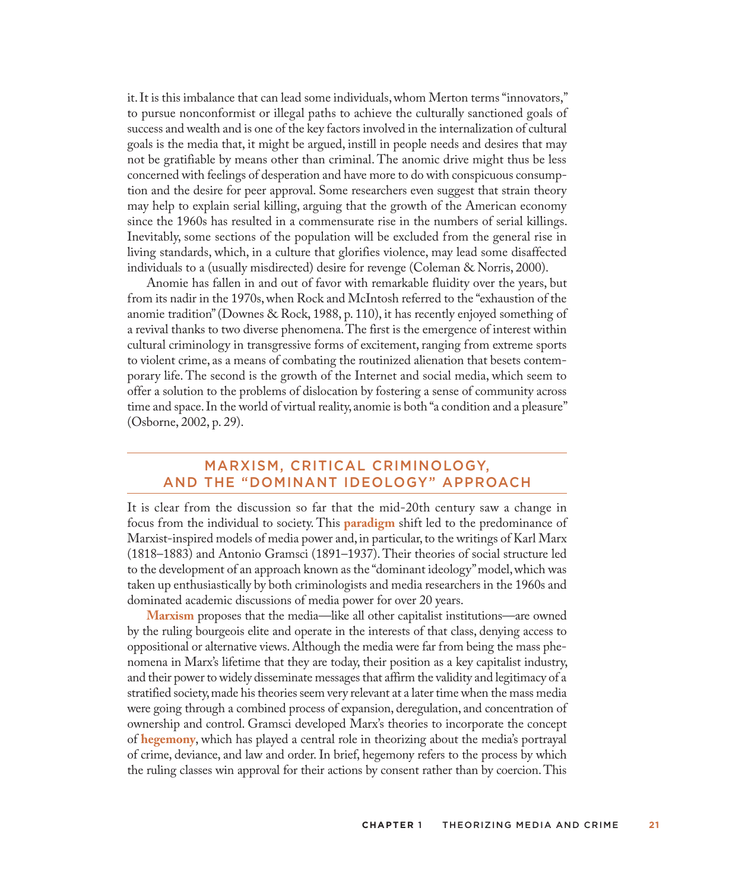it. It is this imbalance that can lead some individuals, whom Merton terms "innovators," to pursue nonconformist or illegal paths to achieve the culturally sanctioned goals of success and wealth and is one of the key factors involved in the internalization of cultural goals is the media that, it might be argued, instill in people needs and desires that may not be gratifiable by means other than criminal. The anomic drive might thus be less concerned with feelings of desperation and have more to do with conspicuous consumption and the desire for peer approval. Some researchers even suggest that strain theory may help to explain serial killing, arguing that the growth of the American economy since the 1960s has resulted in a commensurate rise in the numbers of serial killings. Inevitably, some sections of the population will be excluded from the general rise in living standards, which, in a culture that glorifies violence, may lead some disaffected individuals to a (usually misdirected) desire for revenge (Coleman & Norris, 2000).

Anomie has fallen in and out of favor with remarkable fluidity over the years, but from its nadir in the 1970s, when Rock and McIntosh referred to the "exhaustion of the anomie tradition" (Downes & Rock, 1988, p. 110), it has recently enjoyed something of a revival thanks to two diverse phenomena. The first is the emergence of interest within cultural criminology in transgressive forms of excitement, ranging from extreme sports to violent crime, as a means of combating the routinized alienation that besets contemporary life. The second is the growth of the Internet and social media, which seem to offer a solution to the problems of dislocation by fostering a sense of community across time and space. In the world of virtual reality, anomie is both "a condition and a pleasure" (Osborne, 2002, p. 29).

## MARXISM, CRITICAL CRIMINOLOGY, AND THE "DOMINANT IDEOLOGY" APPROACH

It is clear from the discussion so far that the mid-20th century saw a change in focus from the individual to society. This **paradigm** shift led to the predominance of Marxist-inspired models of media power and, in particular, to the writings of Karl Marx (1818–1883) and Antonio Gramsci (1891–1937). Their theories of social structure led to the development of an approach known as the "dominant ideology" model, which was taken up enthusiastically by both criminologists and media researchers in the 1960s and dominated academic discussions of media power for over 20 years.

**Marxism** proposes that the media—like all other capitalist institutions—are owned by the ruling bourgeois elite and operate in the interests of that class, denying access to oppositional or alternative views. Although the media were far from being the mass phenomena in Marx's lifetime that they are today, their position as a key capitalist industry, and their power to widely disseminate messages that affirm the validity and legitimacy of a stratified society, made his theories seem very relevant at a later time when the mass media were going through a combined process of expansion, deregulation, and concentration of ownership and control. Gramsci developed Marx's theories to incorporate the concept of **hegemony**, which has played a central role in theorizing about the media's portrayal of crime, deviance, and law and order. In brief, hegemony refers to the process by which the ruling classes win approval for their actions by consent rather than by coercion. This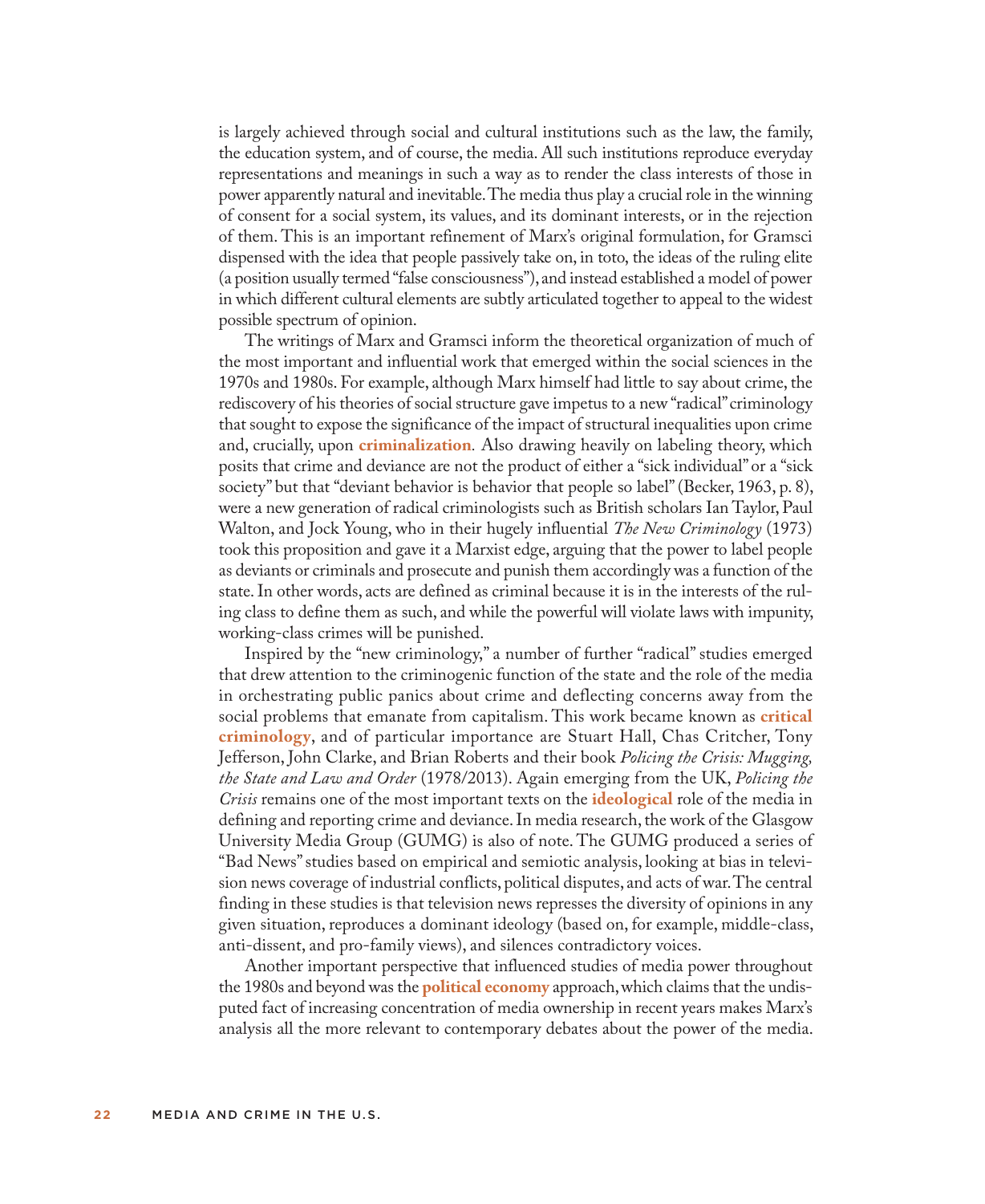is largely achieved through social and cultural institutions such as the law, the family, the education system, and of course, the media. All such institutions reproduce everyday representations and meanings in such a way as to render the class interests of those in power apparently natural and inevitable. The media thus play a crucial role in the winning of consent for a social system, its values, and its dominant interests, or in the rejection of them. This is an important refinement of Marx's original formulation, for Gramsci dispensed with the idea that people passively take on, in toto, the ideas of the ruling elite (a position usually termed "false consciousness"), and instead established a model of power in which different cultural elements are subtly articulated together to appeal to the widest possible spectrum of opinion.

The writings of Marx and Gramsci inform the theoretical organization of much of the most important and influential work that emerged within the social sciences in the 1970s and 1980s. For example, although Marx himself had little to say about crime, the rediscovery of his theories of social structure gave impetus to a new "radical" criminology that sought to expose the significance of the impact of structural inequalities upon crime and, crucially, upon **criminalization**. Also drawing heavily on labeling theory, which posits that crime and deviance are not the product of either a "sick individual" or a "sick society" but that "deviant behavior is behavior that people so label" (Becker, 1963, p. 8), were a new generation of radical criminologists such as British scholars Ian Taylor, Paul Walton, and Jock Young, who in their hugely influential *The New Criminology* (1973) took this proposition and gave it a Marxist edge, arguing that the power to label people as deviants or criminals and prosecute and punish them accordingly was a function of the state. In other words, acts are defined as criminal because it is in the interests of the ruling class to define them as such, and while the powerful will violate laws with impunity, working-class crimes will be punished.

Inspired by the "new criminology," a number of further "radical" studies emerged that drew attention to the criminogenic function of the state and the role of the media in orchestrating public panics about crime and deflecting concerns away from the social problems that emanate from capitalism. This work became known as **critical criminology**, and of particular importance are Stuart Hall, Chas Critcher, Tony Jefferson, John Clarke, and Brian Roberts and their book *Policing the Crisis: Mugging, the State and Law and Order* (1978/2013). Again emerging from the UK, *Policing the Crisis* remains one of the most important texts on the **ideological** role of the media in defining and reporting crime and deviance. In media research, the work of the Glasgow University Media Group (GUMG) is also of note. The GUMG produced a series of "Bad News" studies based on empirical and semiotic analysis, looking at bias in television news coverage of industrial conflicts, political disputes, and acts of war. The central finding in these studies is that television news represses the diversity of opinions in any given situation, reproduces a dominant ideology (based on, for example, middle-class, anti-dissent, and pro-family views), and silences contradictory voices.

Another important perspective that influenced studies of media power throughout the 1980s and beyond was the **political economy** approach, which claims that the undisputed fact of increasing concentration of media ownership in recent years makes Marx's analysis all the more relevant to contemporary debates about the power of the media.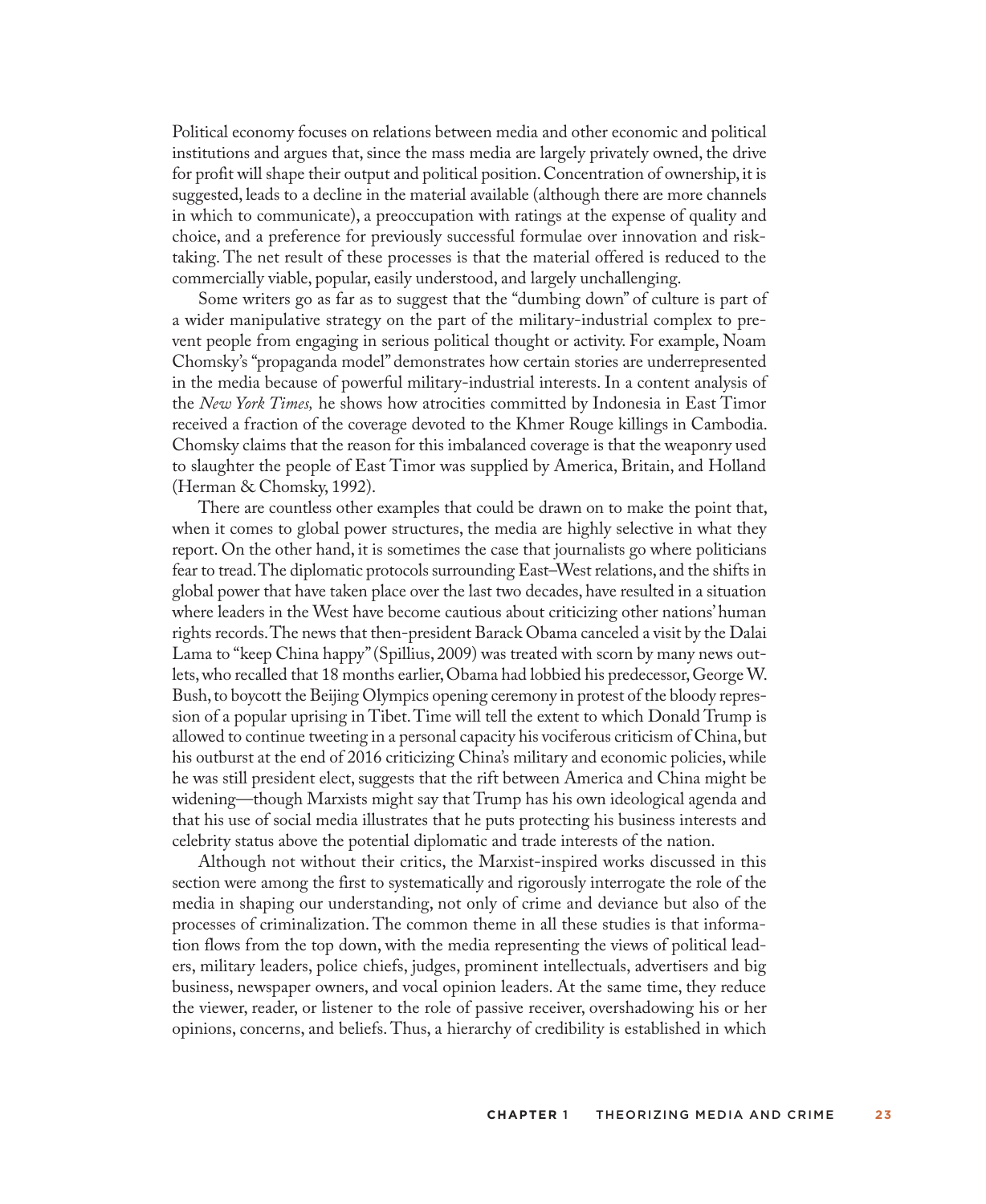Political economy focuses on relations between media and other economic and political institutions and argues that, since the mass media are largely privately owned, the drive for profit will shape their output and political position. Concentration of ownership, it is suggested, leads to a decline in the material available (although there are more channels in which to communicate), a preoccupation with ratings at the expense of quality and choice, and a preference for previously successful formulae over innovation and risk-taking. The net result of these processes is that the material offered is reduced to the commercially viable, popular, easily understood, and largely unchallenging.

Some writers go as far as to suggest that the "dumbing down" of culture is part of a wider manipulative strategy on the part of the military-industrial complex to prevent people from engaging in serious political thought or activity. For example, Noam Chomsky's "propaganda model" demonstrates how certain stories are underrepresented in the media because of powerful military-industrial interests. In a content analysis of the *New York Times,* he shows how atrocities committed by Indonesia in East Timor received a fraction of the coverage devoted to the Khmer Rouge killings in Cambodia. Chomsky claims that the reason for this imbalanced coverage is that the weaponry used to slaughter the people of East Timor was supplied by America, Britain, and Holland (Herman & Chomsky, 1992).

There are countless other examples that could be drawn on to make the point that, when it comes to global power structures, the media are highly selective in what they report. On the other hand, it is sometimes the case that journalists go where politicians fear to tread. The diplomatic protocols surrounding East–West relations, and the shifts in global power that have taken place over the last two decades, have resulted in a situation where leaders in the West have become cautious about criticizing other nations' human rights records. The news that then-president Barack Obama canceled a visit by the Dalai Lama to "keep China happy" (Spillius, 2009) was treated with scorn by many news outlets, who recalled that 18 months earlier, Obama had lobbied his predecessor, George W. Bush, to boycott the Beijing Olympics opening ceremony in protest of the bloody repression of a popular uprising in Tibet. Time will tell the extent to which Donald Trump is allowed to continue tweeting in a personal capacity his vociferous criticism of China, but his outburst at the end of 2016 criticizing China's military and economic policies, while he was still president elect, suggests that the rift between America and China might be widening—though Marxists might say that Trump has his own ideological agenda and that his use of social media illustrates that he puts protecting his business interests and celebrity status above the potential diplomatic and trade interests of the nation.

Although not without their critics, the Marxist-inspired works discussed in this section were among the first to systematically and rigorously interrogate the role of the media in shaping our understanding, not only of crime and deviance but also of the processes of criminalization. The common theme in all these studies is that information flows from the top down, with the media representing the views of political leaders, military leaders, police chiefs, judges, prominent intellectuals, advertisers and big business, newspaper owners, and vocal opinion leaders. At the same time, they reduce the viewer, reader, or listener to the role of passive receiver, overshadowing his or her opinions, concerns, and beliefs. Thus, a hierarchy of credibility is established in which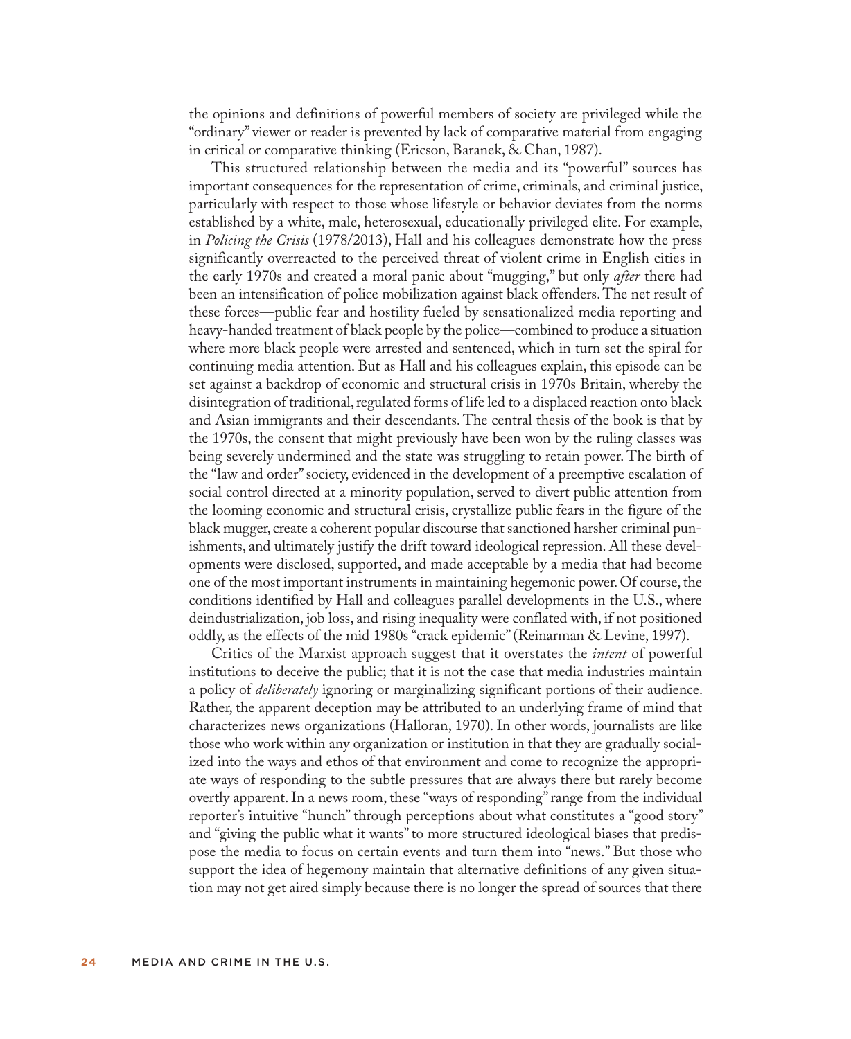the opinions and definitions of powerful members of society are privileged while the "ordinary" viewer or reader is prevented by lack of comparative material from engaging in critical or comparative thinking (Ericson, Baranek, & Chan, 1987).

This structured relationship between the media and its "powerful" sources has important consequences for the representation of crime, criminals, and criminal justice, particularly with respect to those whose lifestyle or behavior deviates from the norms established by a white, male, heterosexual, educationally privileged elite. For example, in *Policing the Crisis* (1978/2013), Hall and his colleagues demonstrate how the press significantly overreacted to the perceived threat of violent crime in English cities in the early 1970s and created a moral panic about "mugging," but only *after* there had been an intensification of police mobilization against black offenders. The net result of these forces—public fear and hostility fueled by sensationalized media reporting and heavy-handed treatment of black people by the police—combined to produce a situation where more black people were arrested and sentenced, which in turn set the spiral for continuing media attention. But as Hall and his colleagues explain, this episode can be set against a backdrop of economic and structural crisis in 1970s Britain, whereby the disintegration of traditional, regulated forms of life led to a displaced reaction onto black and Asian immigrants and their descendants. The central thesis of the book is that by the 1970s, the consent that might previously have been won by the ruling classes was being severely undermined and the state was struggling to retain power. The birth of the "law and order" society, evidenced in the development of a preemptive escalation of social control directed at a minority population, served to divert public attention from the looming economic and structural crisis, crystallize public fears in the figure of the black mugger, create a coherent popular discourse that sanctioned harsher criminal punishments, and ultimately justify the drift toward ideological repression. All these developments were disclosed, supported, and made acceptable by a media that had become one of the most important instruments in maintaining hegemonic power. Of course, the conditions identified by Hall and colleagues parallel developments in the U.S., where deindustrialization, job loss, and rising inequality were conflated with, if not positioned oddly, as the effects of the mid 1980s "crack epidemic" (Reinarman & Levine, 1997).

Critics of the Marxist approach suggest that it overstates the *intent* of powerful institutions to deceive the public; that it is not the case that media industries maintain a policy of *deliberately* ignoring or marginalizing significant portions of their audience. Rather, the apparent deception may be attributed to an underlying frame of mind that characterizes news organizations (Halloran, 1970). In other words, journalists are like those who work within any organization or institution in that they are gradually socialized into the ways and ethos of that environment and come to recognize the appropriate ways of responding to the subtle pressures that are always there but rarely become overtly apparent. In a news room, these "ways of responding" range from the individual reporter's intuitive "hunch" through perceptions about what constitutes a "good story" and "giving the public what it wants" to more structured ideological biases that predispose the media to focus on certain events and turn them into "news." But those who support the idea of hegemony maintain that alternative definitions of any given situation may not get aired simply because there is no longer the spread of sources that there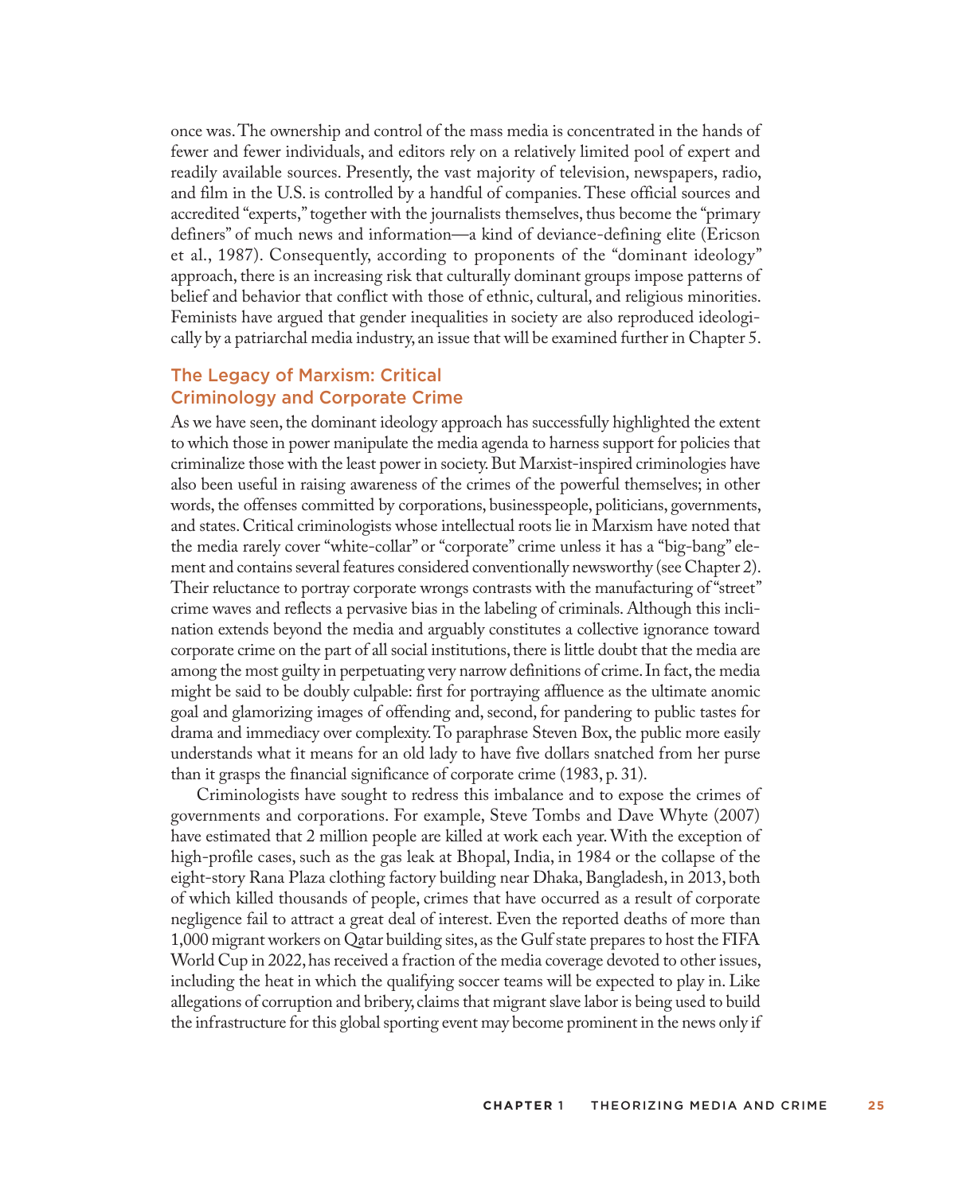once was. The ownership and control of the mass media is concentrated in the hands of fewer and fewer individuals, and editors rely on a relatively limited pool of expert and readily available sources. Presently, the vast majority of television, newspapers, radio, and film in the U.S. is controlled by a handful of companies. These official sources and accredited "experts," together with the journalists themselves, thus become the "primary definers" of much news and information—a kind of deviance-defining elite (Ericson et al., 1987). Consequently, according to proponents of the "dominant ideology" approach, there is an increasing risk that culturally dominant groups impose patterns of belief and behavior that conflict with those of ethnic, cultural, and religious minorities. Feminists have argued that gender inequalities in society are also reproduced ideologically by a patriarchal media industry, an issue that will be examined further in Chapter 5.

## The Legacy of Marxism: Critical Criminology and Corporate Crime

As we have seen, the dominant ideology approach has successfully highlighted the extent to which those in power manipulate the media agenda to harness support for policies that criminalize those with the least power in society. But Marxist-inspired criminologies have also been useful in raising awareness of the crimes of the powerful themselves; in other words, the offenses committed by corporations, businesspeople, politicians, governments, and states. Critical criminologists whose intellectual roots lie in Marxism have noted that the media rarely cover "white-collar" or "corporate" crime unless it has a "big-bang" element and contains several features considered conventionally newsworthy (see Chapter 2). Their reluctance to portray corporate wrongs contrasts with the manufacturing of "street" crime waves and reflects a pervasive bias in the labeling of criminals. Although this inclination extends beyond the media and arguably constitutes a collective ignorance toward corporate crime on the part of all social institutions, there is little doubt that the media are among the most guilty in perpetuating very narrow definitions of crime. In fact, the media might be said to be doubly culpable: first for portraying affluence as the ultimate anomic goal and glamorizing images of offending and, second, for pandering to public tastes for drama and immediacy over complexity. To paraphrase Steven Box, the public more easily understands what it means for an old lady to have five dollars snatched from her purse than it grasps the financial significance of corporate crime (1983, p. 31).

Criminologists have sought to redress this imbalance and to expose the crimes of governments and corporations. For example, Steve Tombs and Dave Whyte (2007) have estimated that 2 million people are killed at work each year. With the exception of high-profile cases, such as the gas leak at Bhopal, India, in 1984 or the collapse of the eight-story Rana Plaza clothing factory building near Dhaka, Bangladesh, in 2013, both of which killed thousands of people, crimes that have occurred as a result of corporate negligence fail to attract a great deal of interest. Even the reported deaths of more than 1,000 migrant workers on Qatar building sites, as the Gulf state prepares to host the FIFA World Cup in 2022, has received a fraction of the media coverage devoted to other issues, including the heat in which the qualifying soccer teams will be expected to play in. Like allegations of corruption and bribery, claims that migrant slave labor is being used to build the infrastructure for this global sporting event may become prominent in the news only if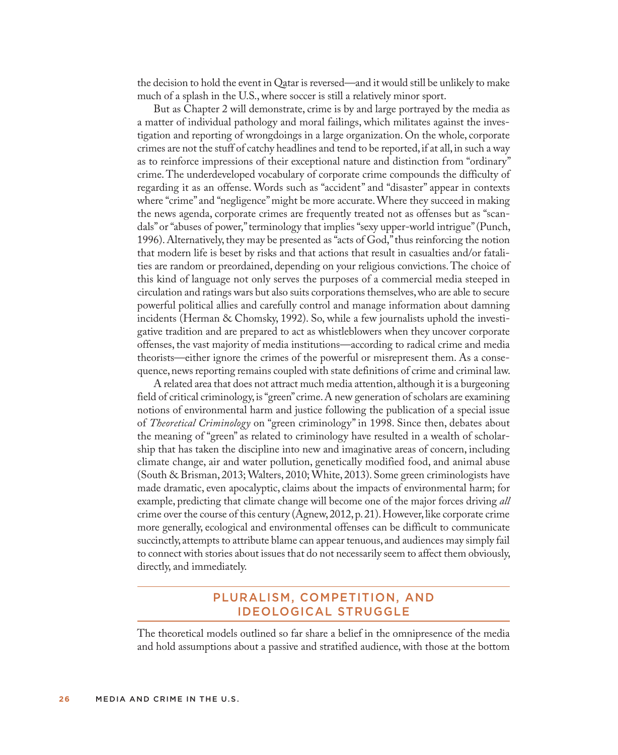the decision to hold the event in Qatar is reversed—and it would still be unlikely to make much of a splash in the U.S., where soccer is still a relatively minor sport.

But as Chapter 2 will demonstrate, crime is by and large portrayed by the media as a matter of individual pathology and moral failings, which militates against the investigation and reporting of wrongdoings in a large organization. On the whole, corporate crimes are not the stuff of catchy headlines and tend to be reported, if at all, in such a way as to reinforce impressions of their exceptional nature and distinction from "ordinary" crime. The underdeveloped vocabulary of corporate crime compounds the difficulty of regarding it as an offense. Words such as "accident" and "disaster" appear in contexts where "crime" and "negligence" might be more accurate. Where they succeed in making the news agenda, corporate crimes are frequently treated not as offenses but as "scandals" or "abuses of power," terminology that implies "sexy upper-world intrigue" (Punch, 1996). Alternatively, they may be presented as "acts of God," thus reinforcing the notion that modern life is beset by risks and that actions that result in casualties and/or fatalities are random or preordained, depending on your religious convictions. The choice of this kind of language not only serves the purposes of a commercial media steeped in circulation and ratings wars but also suits corporations themselves, who are able to secure powerful political allies and carefully control and manage information about damning incidents (Herman & Chomsky, 1992). So, while a few journalists uphold the investigative tradition and are prepared to act as whistleblowers when they uncover corporate offenses, the vast majority of media institutions—according to radical crime and media theorists—either ignore the crimes of the powerful or misrepresent them. As a consequence, news reporting remains coupled with state definitions of crime and criminal law.

A related area that does not attract much media attention, although it is a burgeoning field of critical criminology, is "green" crime. A new generation of scholars are examining notions of environmental harm and justice following the publication of a special issue of *Theoretical Criminology* on "green criminology" in 1998. Since then, debates about the meaning of "green" as related to criminology have resulted in a wealth of scholarship that has taken the discipline into new and imaginative areas of concern, including climate change, air and water pollution, genetically modified food, and animal abuse (South & Brisman, 2013; Walters, 2010; White, 2013). Some green criminologists have made dramatic, even apocalyptic, claims about the impacts of environmental harm; for example, predicting that climate change will become one of the major forces driving *all* crime over the course of this century (Agnew, 2012, p. 21). However, like corporate crime more generally, ecological and environmental offenses can be difficult to communicate succinctly, attempts to attribute blame can appear tenuous, and audiences may simply fail to connect with stories about issues that do not necessarily seem to affect them obviously, directly, and immediately.

## PLURALISM, COMPETITION, AND IDEOLOGICAL STRUGGLE

The theoretical models outlined so far share a belief in the omnipresence of the media and hold assumptions about a passive and stratified audience, with those at the bottom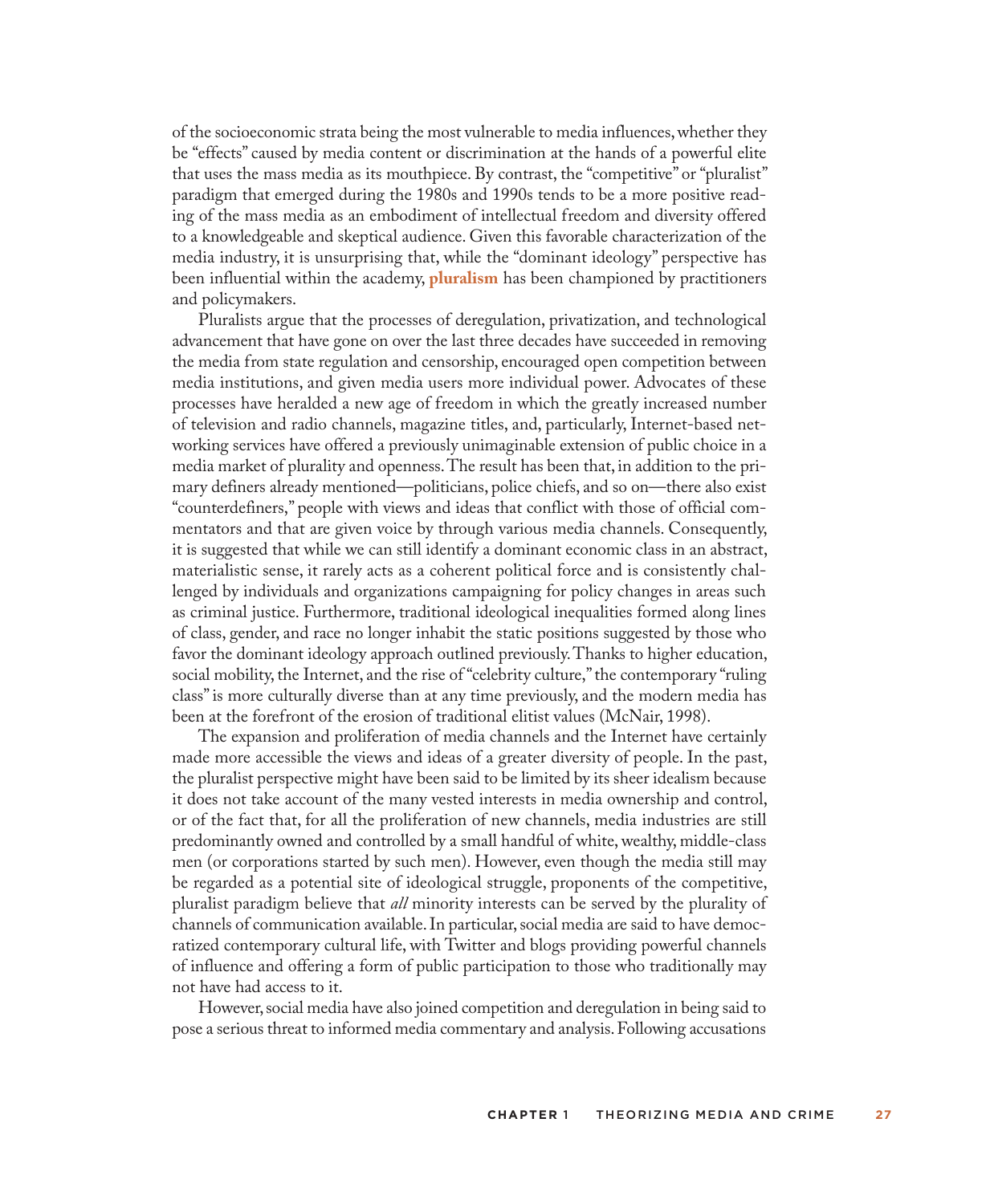of the socioeconomic strata being the most vulnerable to media influences, whether they be "effects" caused by media content or discrimination at the hands of a powerful elite that uses the mass media as its mouthpiece. By contrast, the "competitive" or "pluralist" paradigm that emerged during the 1980s and 1990s tends to be a more positive reading of the mass media as an embodiment of intellectual freedom and diversity offered to a knowledgeable and skeptical audience. Given this favorable characterization of the media industry, it is unsurprising that, while the "dominant ideology" perspective has been influential within the academy, **pluralism** has been championed by practitioners and policymakers.

Pluralists argue that the processes of deregulation, privatization, and technological advancement that have gone on over the last three decades have succeeded in removing the media from state regulation and censorship, encouraged open competition between media institutions, and given media users more individual power. Advocates of these processes have heralded a new age of freedom in which the greatly increased number of television and radio channels, magazine titles, and, particularly, Internet-based networking services have offered a previously unimaginable extension of public choice in a media market of plurality and openness. The result has been that, in addition to the primary definers already mentioned—politicians, police chiefs, and so on—there also exist "counterdefiners," people with views and ideas that conflict with those of official commentators and that are given voice by through various media channels. Consequently, it is suggested that while we can still identify a dominant economic class in an abstract, materialistic sense, it rarely acts as a coherent political force and is consistently challenged by individuals and organizations campaigning for policy changes in areas such as criminal justice. Furthermore, traditional ideological inequalities formed along lines of class, gender, and race no longer inhabit the static positions suggested by those who favor the dominant ideology approach outlined previously. Thanks to higher education, social mobility, the Internet, and the rise of "celebrity culture," the contemporary "ruling class" is more culturally diverse than at any time previously, and the modern media has been at the forefront of the erosion of traditional elitist values (McNair, 1998).

The expansion and proliferation of media channels and the Internet have certainly made more accessible the views and ideas of a greater diversity of people. In the past, the pluralist perspective might have been said to be limited by its sheer idealism because it does not take account of the many vested interests in media ownership and control, or of the fact that, for all the proliferation of new channels, media industries are still predominantly owned and controlled by a small handful of white, wealthy, middle-class men (or corporations started by such men). However, even though the media still may be regarded as a potential site of ideological struggle, proponents of the competitive, pluralist paradigm believe that *all* minority interests can be served by the plurality of channels of communication available. In particular, social media are said to have democratized contemporary cultural life, with Twitter and blogs providing powerful channels of influence and offering a form of public participation to those who traditionally may not have had access to it.

However, social media have also joined competition and deregulation in being said to pose a serious threat to informed media commentary and analysis. Following accusations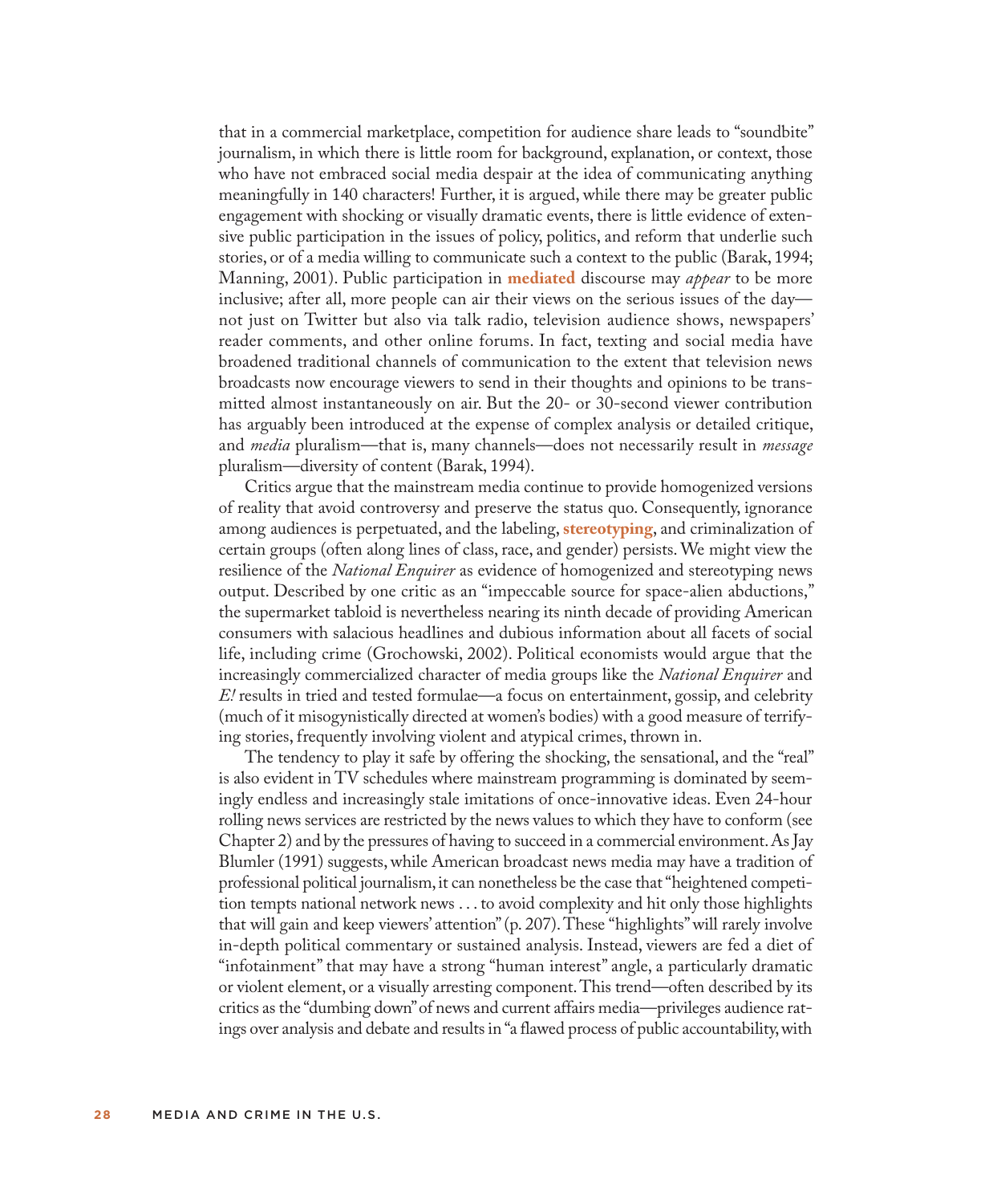that in a commercial marketplace, competition for audience share leads to "soundbite" journalism, in which there is little room for background, explanation, or context, those who have not embraced social media despair at the idea of communicating anything meaningfully in 140 characters! Further, it is argued, while there may be greater public engagement with shocking or visually dramatic events, there is little evidence of extensive public participation in the issues of policy, politics, and reform that underlie such stories, or of a media willing to communicate such a context to the public (Barak, 1994; Manning, 2001). Public participation in **mediated** discourse may *appear* to be more inclusive; after all, more people can air their views on the serious issues of the day—not just on Twitter but also via talk radio, television audience shows, newspapers' reader comments, and other online forums. In fact, texting and social media have broadened traditional channels of communication to the extent that television news broadcasts now encourage viewers to send in their thoughts and opinions to be transmitted almost instantaneously on air. But the 20- or 30-second viewer contribution has arguably been introduced at the expense of complex analysis or detailed critique, and *media* pluralism—that is, many channels—does not necessarily result in *message* pluralism—diversity of content (Barak, 1994).

Critics argue that the mainstream media continue to provide homogenized versions of reality that avoid controversy and preserve the status quo. Consequently, ignorance among audiences is perpetuated, and the labeling, **stereotyping**, and criminalization of certain groups (often along lines of class, race, and gender) persists. We might view the resilience of the *National Enquirer* as evidence of homogenized and stereotyping news output. Described by one critic as an "impeccable source for space-alien abductions," the supermarket tabloid is nevertheless nearing its ninth decade of providing American consumers with salacious headlines and dubious information about all facets of social life, including crime (Grochowski, 2002). Political economists would argue that the increasingly commercialized character of media groups like the *National Enquirer* and *E!* results in tried and tested formulae—a focus on entertainment, gossip, and celebrity (much of it misogynistically directed at women's bodies) with a good measure of terrifying stories, frequently involving violent and atypical crimes, thrown in.

The tendency to play it safe by offering the shocking, the sensational, and the "real" is also evident in TV schedules where mainstream programming is dominated by seemingly endless and increasingly stale imitations of once-innovative ideas. Even 24-hour rolling news services are restricted by the news values to which they have to conform (see Chapter 2) and by the pressures of having to succeed in a commercial environment. As Jay Blumler (1991) suggests, while American broadcast news media may have a tradition of professional political journalism, it can nonetheless be the case that "heightened competition tempts national network news . . . to avoid complexity and hit only those highlights that will gain and keep viewers' attention" (p. 207). These "highlights" will rarely involve in-depth political commentary or sustained analysis. Instead, viewers are fed a diet of "infotainment" that may have a strong "human interest" angle, a particularly dramatic or violent element, or a visually arresting component. This trend—often described by its critics as the "dumbing down" of news and current affairs media—privileges audience ratings over analysis and debate and results in "a flawed process of public accountability, with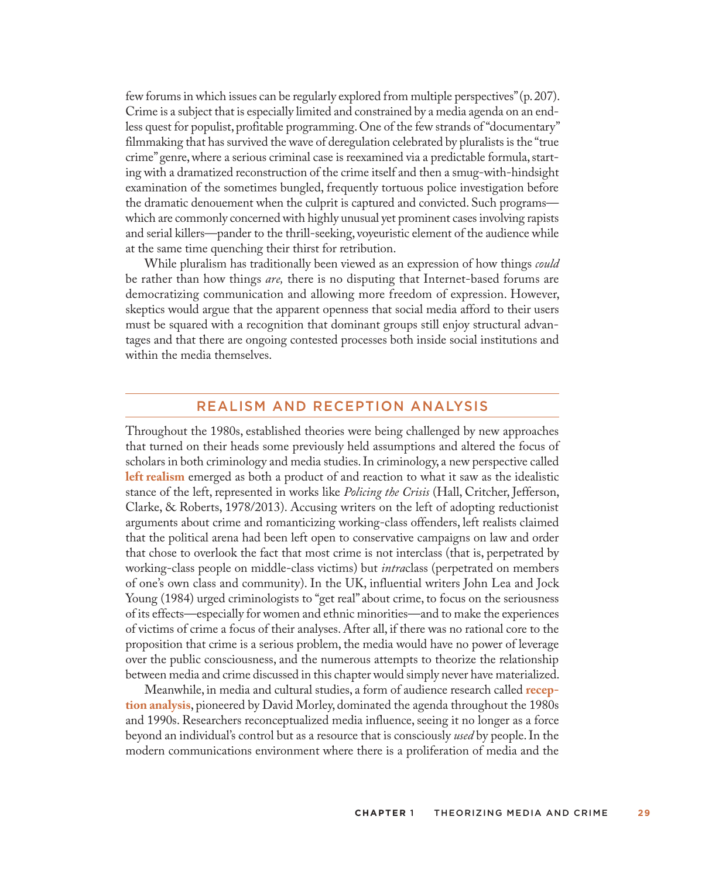few forums in which issues can be regularly explored from multiple perspectives" (p. 207). Crime is a subject that is especially limited and constrained by a media agenda on an endless quest for populist, profitable programming. One of the few strands of "documentary" filmmaking that has survived the wave of deregulation celebrated by pluralists is the "true crime" genre, where a serious criminal case is reexamined via a predictable formula, starting with a dramatized reconstruction of the crime itself and then a smug-with-hindsight examination of the sometimes bungled, frequently tortuous police investigation before the dramatic denouement when the culprit is captured and convicted. Such programs—which are commonly concerned with highly unusual yet prominent cases involving rapists and serial killers—pander to the thrill-seeking, voyeuristic element of the audience while at the same time quenching their thirst for retribution.

While pluralism has traditionally been viewed as an expression of how things *could* be rather than how things *are,* there is no disputing that Internet-based forums are democratizing communication and allowing more freedom of expression. However, skeptics would argue that the apparent openness that social media afford to their users must be squared with a recognition that dominant groups still enjoy structural advantages and that there are ongoing contested processes both inside social institutions and within the media themselves.

## REALISM AND RECEPTION ANALYSIS

Throughout the 1980s, established theories were being challenged by new approaches that turned on their heads some previously held assumptions and altered the focus of scholars in both criminology and media studies. In criminology, a new perspective called **left realism** emerged as both a product of and reaction to what it saw as the idealistic stance of the left, represented in works like *Policing the Crisis* (Hall, Critcher, Jefferson, Clarke, & Roberts, 1978/2013). Accusing writers on the left of adopting reductionist arguments about crime and romanticizing working-class offenders, left realists claimed that the political arena had been left open to conservative campaigns on law and order that chose to overlook the fact that most crime is not interclass (that is, perpetrated by working-class people on middle-class victims) but *intra*class (perpetrated on members of one's own class and community). In the UK, influential writers John Lea and Jock Young (1984) urged criminologists to "get real" about crime, to focus on the seriousness of its effects—especially for women and ethnic minorities—and to make the experiences of victims of crime a focus of their analyses. After all, if there was no rational core to the proposition that crime is a serious problem, the media would have no power of leverage over the public consciousness, and the numerous attempts to theorize the relationship between media and crime discussed in this chapter would simply never have materialized.

Meanwhile, in media and cultural studies, a form of audience research called **reception analysis**, pioneered by David Morley, dominated the agenda throughout the 1980s and 1990s. Researchers reconceptualized media influence, seeing it no longer as a force beyond an individual's control but as a resource that is consciously *used* by people. In the modern communications environment where there is a proliferation of media and the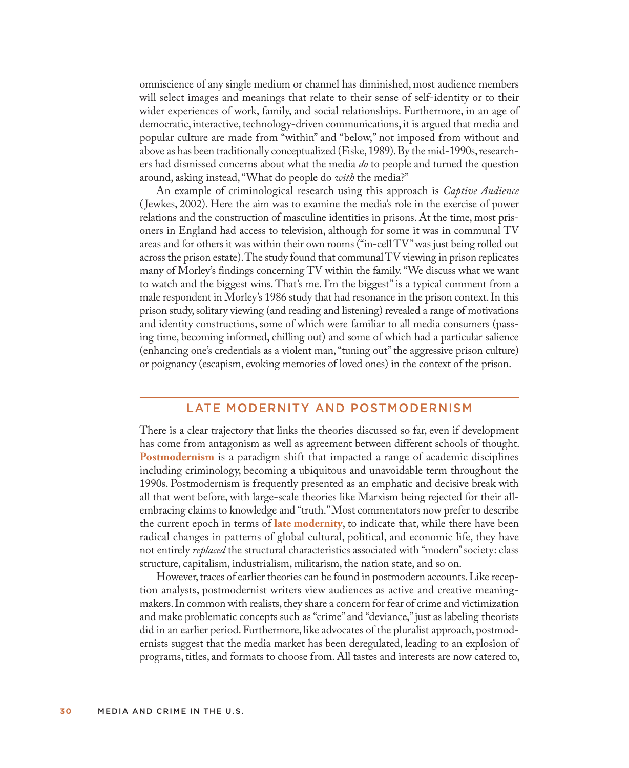omniscience of any single medium or channel has diminished, most audience members will select images and meanings that relate to their sense of self-identity or to their wider experiences of work, family, and social relationships. Furthermore, in an age of democratic, interactive, technology-driven communications, it is argued that media and popular culture are made from "within" and "below," not imposed from without and above as has been traditionally conceptualized (Fiske, 1989). By the mid-1990s, researchers had dismissed concerns about what the media *do* to people and turned the question around, asking instead, "What do people do *with* the media?"

An example of criminological research using this approach is *Captive Audience* (Jewkes, 2002). Here the aim was to examine the media's role in the exercise of power relations and the construction of masculine identities in prisons. At the time, most prisoners in England had access to television, although for some it was in communal TV areas and for others it was within their own rooms ("in-cell TV" was just being rolled out across the prison estate). The study found that communal TV viewing in prison replicates many of Morley's findings concerning TV within the family. "We discuss what we want to watch and the biggest wins. That's me. I'm the biggest" is a typical comment from a male respondent in Morley's 1986 study that had resonance in the prison context. In this prison study, solitary viewing (and reading and listening) revealed a range of motivations and identity constructions, some of which were familiar to all media consumers (passing time, becoming informed, chilling out) and some of which had a particular salience (enhancing one's credentials as a violent man, "tuning out" the aggressive prison culture) or poignancy (escapism, evoking memories of loved ones) in the context of the prison.

## LATE MODERNITY AND POSTMODERNISM

There is a clear trajectory that links the theories discussed so far, even if development has come from antagonism as well as agreement between different schools of thought. **Postmodernism** is a paradigm shift that impacted a range of academic disciplines including criminology, becoming a ubiquitous and unavoidable term throughout the 1990s. Postmodernism is frequently presented as an emphatic and decisive break with all that went before, with large-scale theories like Marxism being rejected for their all-embracing claims to knowledge and "truth." Most commentators now prefer to describe the current epoch in terms of **late modernity**, to indicate that, while there have been radical changes in patterns of global cultural, political, and economic life, they have not entirely *replaced* the structural characteristics associated with "modern" society: class structure, capitalism, industrialism, militarism, the nation state, and so on.

However, traces of earlier theories can be found in postmodern accounts. Like reception analysts, postmodernist writers view audiences as active and creative meaning-makers. In common with realists, they share a concern for fear of crime and victimization and make problematic concepts such as "crime" and "deviance," just as labeling theorists did in an earlier period. Furthermore, like advocates of the pluralist approach, postmodernists suggest that the media market has been deregulated, leading to an explosion of programs, titles, and formats to choose from. All tastes and interests are now catered to,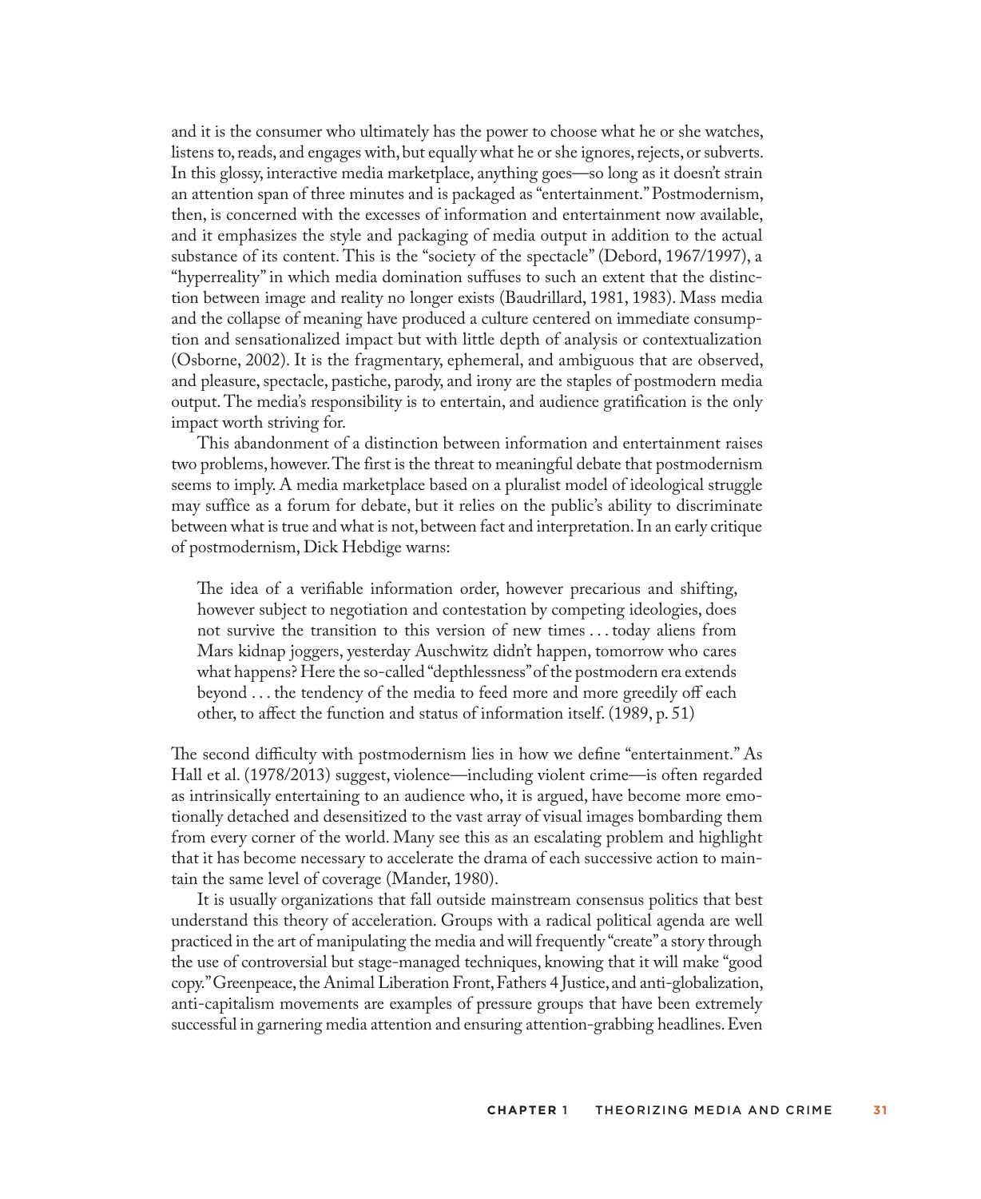and it is the consumer who ultimately has the power to choose what he or she watches, listens to, reads, and engages with, but equally what he or she ignores, rejects, or subverts. In this glossy, interactive media marketplace, anything goes—so long as it doesn't strain an attention span of three minutes and is packaged as "entertainment." Postmodernism, then, is concerned with the excesses of information and entertainment now available, and it emphasizes the style and packaging of media output in addition to the actual substance of its content. This is the "society of the spectacle" (Debord, 1967/1997), a "hyperreality" in which media domination suffuses to such an extent that the distinction between image and reality no longer exists (Baudrillard, 1981, 1983). Mass media and the collapse of meaning have produced a culture centered on immediate consumption and sensationalized impact but with little depth of analysis or contextualization (Osborne, 2002). It is the fragmentary, ephemeral, and ambiguous that are observed, and pleasure, spectacle, pastiche, parody, and irony are the staples of postmodern media output. The media's responsibility is to entertain, and audience gratification is the only impact worth striving for.

This abandonment of a distinction between information and entertainment raises two problems, however. The first is the threat to meaningful debate that postmodernism seems to imply. A media marketplace based on a pluralist model of ideological struggle may suffice as a forum for debate, but it relies on the public's ability to discriminate between what is true and what is not, between fact and interpretation. In an early critique of postmodernism, Dick Hebdige warns:

> The idea of a verifiable information order, however precarious and shifting, however subject to negotiation and contestation by competing ideologies, does not survive the transition to this version of new times . . . today aliens from Mars kidnap joggers, yesterday Auschwitz didn't happen, tomorrow who cares what happens? Here the so-called "depthlessness" of the postmodern era extends beyond . . . the tendency of the media to feed more and more greedily off each other, to affect the function and status of information itself. (1989, p. 51)

The second difficulty with postmodernism lies in how we define "entertainment." As Hall et al. (1978/2013) suggest, violence—including violent crime—is often regarded as intrinsically entertaining to an audience who, it is argued, have become more emotionally detached and desensitized to the vast array of visual images bombarding them from every corner of the world. Many see this as an escalating problem and highlight that it has become necessary to accelerate the drama of each successive action to maintain the same level of coverage (Mander, 1980).

It is usually organizations that fall outside mainstream consensus politics that best understand this theory of acceleration. Groups with a radical political agenda are well practiced in the art of manipulating the media and will frequently "create" a story through the use of controversial but stage-managed techniques, knowing that it will make "good copy." Greenpeace, the Animal Liberation Front, Fathers 4 Justice, and anti-globalization, anti-capitalism movements are examples of pressure groups that have been extremely successful in garnering media attention and ensuring attention-grabbing headlines. Even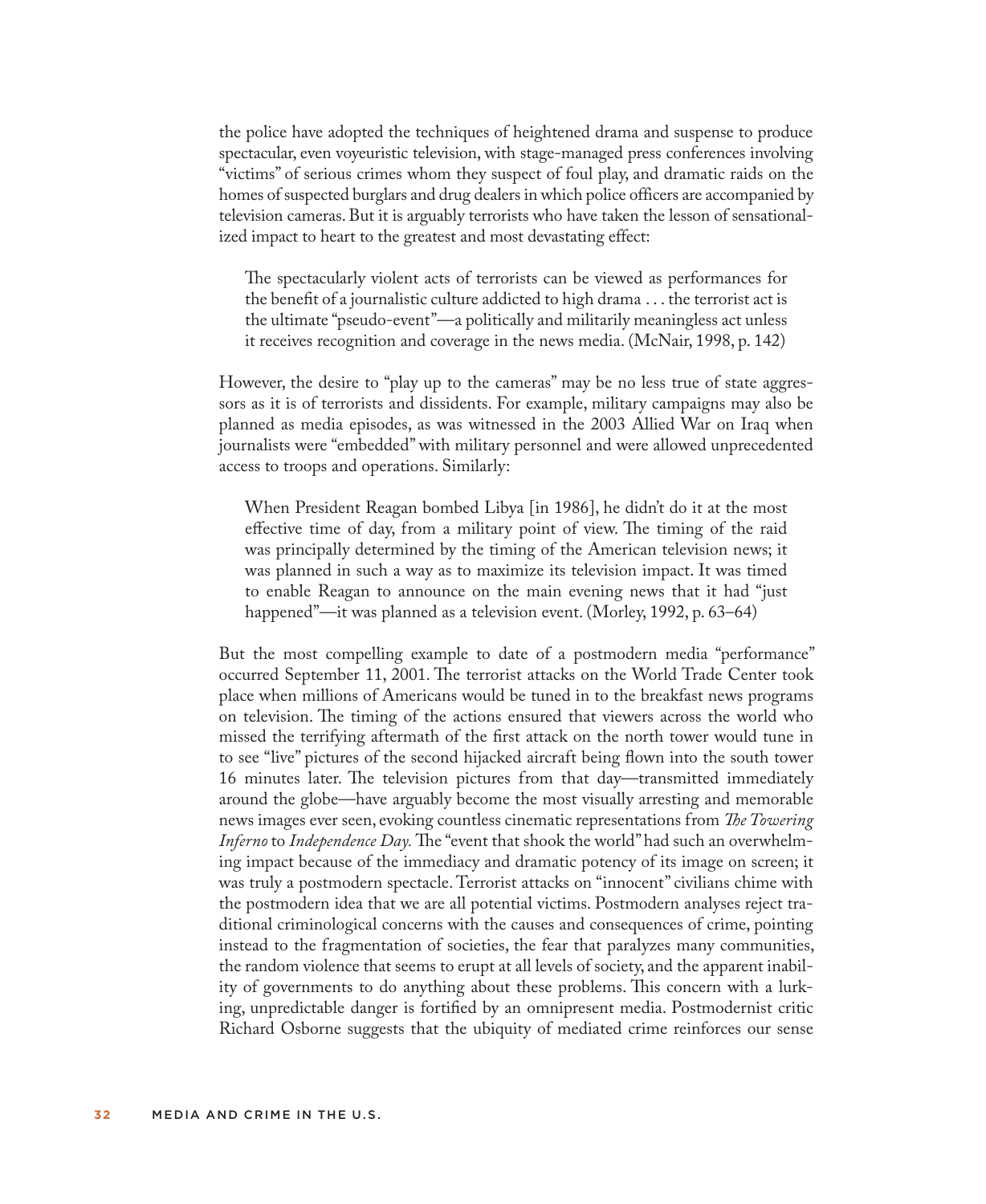the police have adopted the techniques of heightened drama and suspense to produce spectacular, even voyeuristic television, with stage-managed press conferences involving "victims" of serious crimes whom they suspect of foul play, and dramatic raids on the homes of suspected burglars and drug dealers in which police officers are accompanied by television cameras. But it is arguably terrorists who have taken the lesson of sensationalized impact to heart to the greatest and most devastating effect:

> The spectacularly violent acts of terrorists can be viewed as performances for the benefit of a journalistic culture addicted to high drama . . . the terrorist act is the ultimate "pseudo-event"—a politically and militarily meaningless act unless it receives recognition and coverage in the news media. (McNair, 1998, p. 142)

However, the desire to "play up to the cameras" may be no less true of state aggressors as it is of terrorists and dissidents. For example, military campaigns may also be planned as media episodes, as was witnessed in the 2003 Allied War on Iraq when journalists were "embedded" with military personnel and were allowed unprecedented access to troops and operations. Similarly:

> When President Reagan bombed Libya [in 1986], he didn't do it at the most effective time of day, from a military point of view. The timing of the raid was principally determined by the timing of the American television news; it was planned in such a way as to maximize its television impact. It was timed to enable Reagan to announce on the main evening news that it had "just happened"—it was planned as a television event. (Morley, 1992, p. 63–64)

But the most compelling example to date of a postmodern media "performance" occurred September 11, 2001. The terrorist attacks on the World Trade Center took place when millions of Americans would be tuned in to the breakfast news programs on television. The timing of the actions ensured that viewers across the world who missed the terrifying aftermath of the first attack on the north tower would tune in to see "live" pictures of the second hijacked aircraft being flown into the south tower 16 minutes later. The television pictures from that day—transmitted immediately around the globe—have arguably become the most visually arresting and memorable news images ever seen, evoking countless cinematic representations from *The Towering Inferno* to *Independence Day.* The "event that shook the world" had such an overwhelming impact because of the immediacy and dramatic potency of its image on screen; it was truly a postmodern spectacle. Terrorist attacks on "innocent" civilians chime with the postmodern idea that we are all potential victims. Postmodern analyses reject traditional criminological concerns with the causes and consequences of crime, pointing instead to the fragmentation of societies, the fear that paralyzes many communities, the random violence that seems to erupt at all levels of society, and the apparent inability of governments to do anything about these problems. This concern with a lurking, unpredictable danger is fortified by an omnipresent media. Postmodernist critic Richard Osborne suggests that the ubiquity of mediated crime reinforces our sense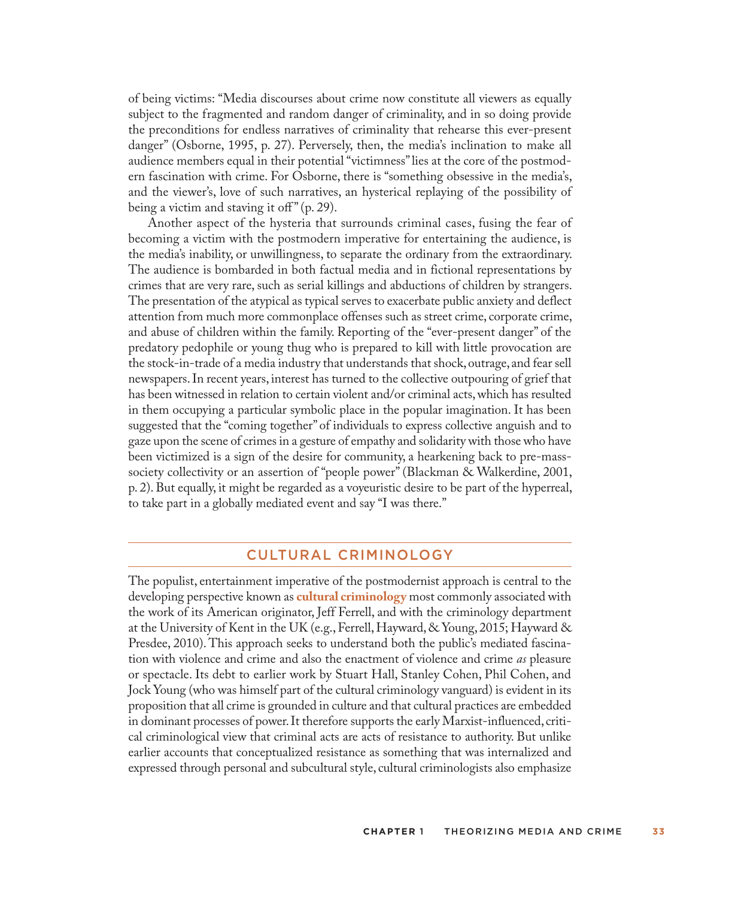of being victims: "Media discourses about crime now constitute all viewers as equally subject to the fragmented and random danger of criminality, and in so doing provide the preconditions for endless narratives of criminality that rehearse this ever-present danger" (Osborne, 1995, p. 27). Perversely, then, the media's inclination to make all audience members equal in their potential "victimness" lies at the core of the postmodern fascination with crime. For Osborne, there is "something obsessive in the media's, and the viewer's, love of such narratives, an hysterical replaying of the possibility of being a victim and staving it off" (p. 29).

Another aspect of the hysteria that surrounds criminal cases, fusing the fear of becoming a victim with the postmodern imperative for entertaining the audience, is the media's inability, or unwillingness, to separate the ordinary from the extraordinary. The audience is bombarded in both factual media and in fictional representations by crimes that are very rare, such as serial killings and abductions of children by strangers. The presentation of the atypical as typical serves to exacerbate public anxiety and deflect attention from much more commonplace offenses such as street crime, corporate crime, and abuse of children within the family. Reporting of the "ever-present danger" of the predatory pedophile or young thug who is prepared to kill with little provocation are the stock-in-trade of a media industry that understands that shock, outrage, and fear sell newspapers. In recent years, interest has turned to the collective outpouring of grief that has been witnessed in relation to certain violent and/or criminal acts, which has resulted in them occupying a particular symbolic place in the popular imagination. It has been suggested that the "coming together" of individuals to express collective anguish and to gaze upon the scene of crimes in a gesture of empathy and solidarity with those who have been victimized is a sign of the desire for community, a hearkening back to pre-mass-society collectivity or an assertion of "people power" (Blackman & Walkerdine, 2001, p. 2). But equally, it might be regarded as a voyeuristic desire to be part of the hyperreal, to take part in a globally mediated event and say "I was there."

## CULTURAL CRIMINOLOGY

The populist, entertainment imperative of the postmodernist approach is central to the developing perspective known as **cultural criminology** most commonly associated with the work of its American originator, Jeff Ferrell, and with the criminology department at the University of Kent in the UK (e.g., Ferrell, Hayward, & Young, 2015; Hayward & Presdee, 2010). This approach seeks to understand both the public's mediated fascination with violence and crime and also the enactment of violence and crime *as* pleasure or spectacle. Its debt to earlier work by Stuart Hall, Stanley Cohen, Phil Cohen, and Jock Young (who was himself part of the cultural criminology vanguard) is evident in its proposition that all crime is grounded in culture and that cultural practices are embedded in dominant processes of power. It therefore supports the early Marxist-influenced, critical criminological view that criminal acts are acts of resistance to authority. But unlike earlier accounts that conceptualized resistance as something that was internalized and expressed through personal and subcultural style, cultural criminologists also emphasize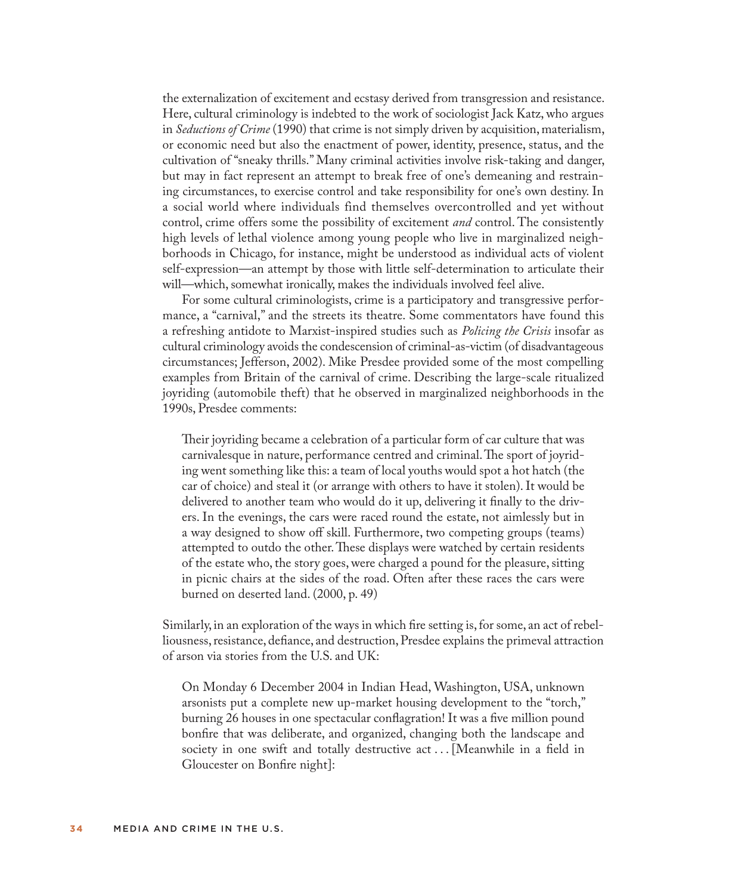the externalization of excitement and ecstasy derived from transgression and resistance. Here, cultural criminology is indebted to the work of sociologist Jack Katz, who argues in *Seductions of Crime* (1990) that crime is not simply driven by acquisition, materialism, or economic need but also the enactment of power, identity, presence, status, and the cultivation of "sneaky thrills." Many criminal activities involve risk-taking and danger, but may in fact represent an attempt to break free of one's demeaning and restraining circumstances, to exercise control and take responsibility for one's own destiny. In a social world where individuals find themselves overcontrolled and yet without control, crime offers some the possibility of excitement *and* control. The consistently high levels of lethal violence among young people who live in marginalized neighborhoods in Chicago, for instance, might be understood as individual acts of violent self-expression—an attempt by those with little self-determination to articulate their will—which, somewhat ironically, makes the individuals involved feel alive.

For some cultural criminologists, crime is a participatory and transgressive performance, a "carnival," and the streets its theatre. Some commentators have found this a refreshing antidote to Marxist-inspired studies such as *Policing the Crisis* insofar as cultural criminology avoids the condescension of criminal-as-victim (of disadvantageous circumstances; Jefferson, 2002). Mike Presdee provided some of the most compelling examples from Britain of the carnival of crime. Describing the large-scale ritualized joyriding (automobile theft) that he observed in marginalized neighborhoods in the 1990s, Presdee comments:

> Their joyriding became a celebration of a particular form of car culture that was carnivalesque in nature, performance centred and criminal. The sport of joyriding went something like this: a team of local youths would spot a hot hatch (the car of choice) and steal it (or arrange with others to have it stolen). It would be delivered to another team who would do it up, delivering it finally to the drivers. In the evenings, the cars were raced round the estate, not aimlessly but in a way designed to show off skill. Furthermore, two competing groups (teams) attempted to outdo the other. These displays were watched by certain residents of the estate who, the story goes, were charged a pound for the pleasure, sitting in picnic chairs at the sides of the road. Often after these races the cars were burned on deserted land. (2000, p. 49)

Similarly, in an exploration of the ways in which fire setting is, for some, an act of rebelliousness, resistance, defiance, and destruction, Presdee explains the primeval attraction of arson via stories from the U.S. and UK:

> On Monday 6 December 2004 in Indian Head, Washington, USA, unknown arsonists put a complete new up-market housing development to the "torch," burning 26 houses in one spectacular conflagration! It was a five million pound bonfire that was deliberate, and organized, changing both the landscape and society in one swift and totally destructive act . . . [Meanwhile in a field in Gloucester on Bonfire night]: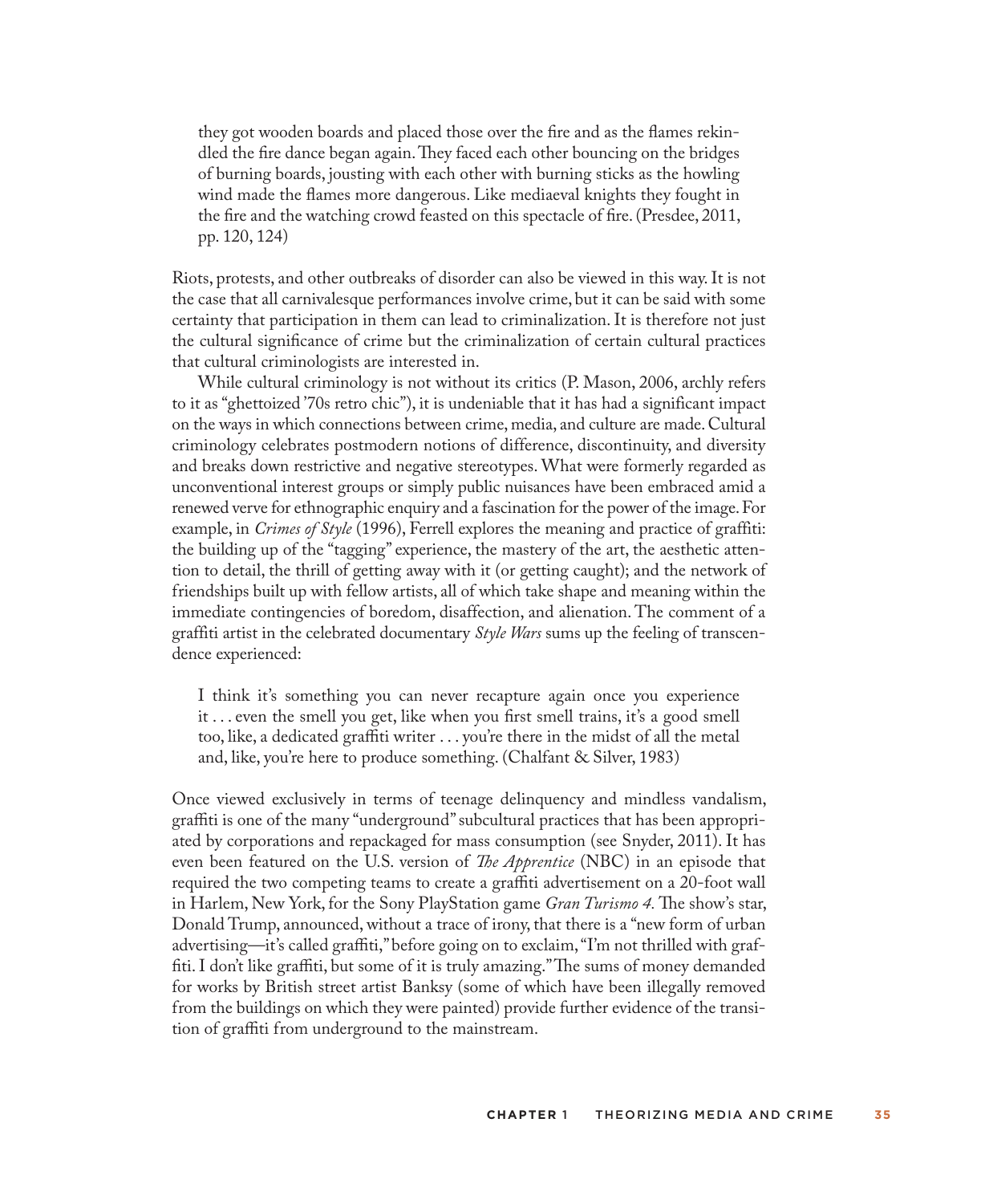> they got wooden boards and placed those over the fire and as the flames rekindled the fire dance began again. They faced each other bouncing on the bridges of burning boards, jousting with each other with burning sticks as the howling wind made the flames more dangerous. Like mediaeval knights they fought in the fire and the watching crowd feasted on this spectacle of fire. (Presdee, 2011, pp. 120, 124)

Riots, protests, and other outbreaks of disorder can also be viewed in this way. It is not the case that all carnivalesque performances involve crime, but it can be said with some certainty that participation in them can lead to criminalization. It is therefore not just the cultural significance of crime but the criminalization of certain cultural practices that cultural criminologists are interested in.

While cultural criminology is not without its critics (P. Mason, 2006, archly refers to it as "ghettoized '70s retro chic"), it is undeniable that it has had a significant impact on the ways in which connections between crime, media, and culture are made. Cultural criminology celebrates postmodern notions of difference, discontinuity, and diversity and breaks down restrictive and negative stereotypes. What were formerly regarded as unconventional interest groups or simply public nuisances have been embraced amid a renewed verve for ethnographic enquiry and a fascination for the power of the image. For example, in *Crimes of Style* (1996), Ferrell explores the meaning and practice of graffiti: the building up of the "tagging" experience, the mastery of the art, the aesthetic attention to detail, the thrill of getting away with it (or getting caught); and the network of friendships built up with fellow artists, all of which take shape and meaning within the immediate contingencies of boredom, disaffection, and alienation. The comment of a graffiti artist in the celebrated documentary *Style Wars* sums up the feeling of transcendence experienced:

> I think it's something you can never recapture again once you experience it . . . even the smell you get, like when you first smell trains, it's a good smell too, like, a dedicated graffiti writer . . . you're there in the midst of all the metal and, like, you're here to produce something. (Chalfant & Silver, 1983)

Once viewed exclusively in terms of teenage delinquency and mindless vandalism, graffiti is one of the many "underground" subcultural practices that has been appropriated by corporations and repackaged for mass consumption (see Snyder, 2011). It has even been featured on the U.S. version of *The Apprentice* (NBC) in an episode that required the two competing teams to create a graffiti advertisement on a 20-foot wall in Harlem, New York, for the Sony PlayStation game *Gran Turismo 4.* The show's star, Donald Trump, announced, without a trace of irony, that there is a "new form of urban advertising—it's called graffiti," before going on to exclaim, "I'm not thrilled with graffiti. I don't like graffiti, but some of it is truly amazing." The sums of money demanded for works by British street artist Banksy (some of which have been illegally removed from the buildings on which they were painted) provide further evidence of the transition of graffiti from underground to the mainstream.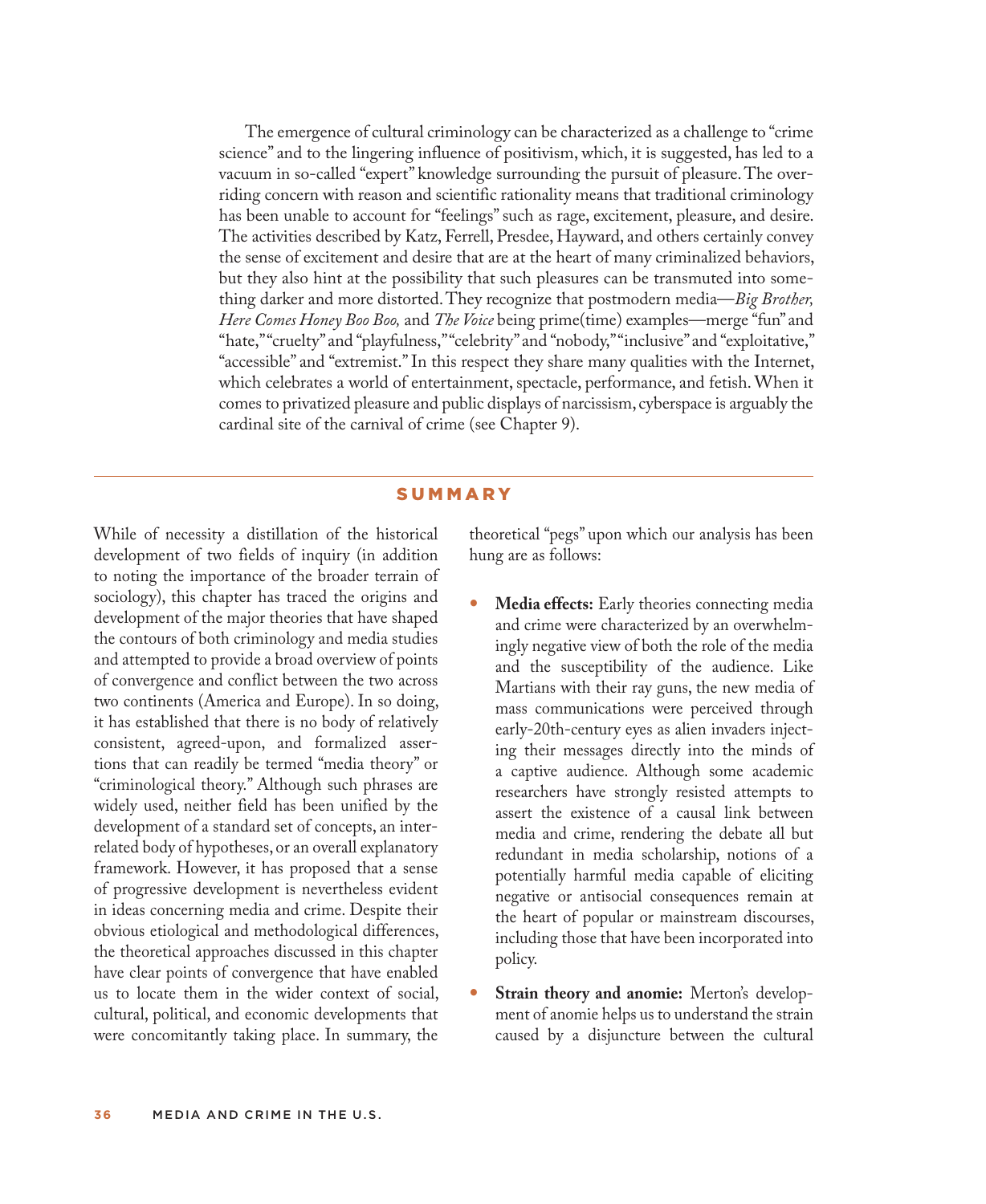The emergence of cultural criminology can be characterized as a challenge to "crime science" and to the lingering influence of positivism, which, it is suggested, has led to a vacuum in so-called "expert" knowledge surrounding the pursuit of pleasure. The overriding concern with reason and scientific rationality means that traditional criminology has been unable to account for "feelings" such as rage, excitement, pleasure, and desire. The activities described by Katz, Ferrell, Presdee, Hayward, and others certainly convey the sense of excitement and desire that are at the heart of many criminalized behaviors, but they also hint at the possibility that such pleasures can be transmuted into something darker and more distorted. They recognize that postmodern media—*Big Brother, Here Comes Honey Boo Boo,* and *The Voice* being prime(time) examples—merge "fun" and "hate," "cruelty" and "playfulness," "celebrity" and "nobody," "inclusive" and "exploitative," "accessible" and "extremist." In this respect they share many qualities with the Internet, which celebrates a world of entertainment, spectacle, performance, and fetish. When it comes to privatized pleasure and public displays of narcissism, cyberspace is arguably the cardinal site of the carnival of crime (see Chapter 9).

## SUMMARY

While of necessity a distillation of the historical development of two fields of inquiry (in addition to noting the importance of the broader terrain of sociology), this chapter has traced the origins and development of the major theories that have shaped the contours of both criminology and media studies and attempted to provide a broad overview of points of convergence and conflict between the two across two continents (America and Europe). In so doing, it has established that there is no body of relatively consistent, agreed-upon, and formalized assertions that can readily be termed "media theory" or "criminological theory." Although such phrases are widely used, neither field has been unified by the development of a standard set of concepts, an interrelated body of hypotheses, or an overall explanatory framework. However, it has proposed that a sense of progressive development is nevertheless evident in ideas concerning media and crime. Despite their obvious etiological and methodological differences, the theoretical approaches discussed in this chapter have clear points of convergence that have enabled us to locate them in the wider context of social, cultural, political, and economic developments that were concomitantly taking place. In summary, the theoretical "pegs" upon which our analysis has been hung are as follows:

- **Media effects:** Early theories connecting media and crime were characterized by an overwhelmingly negative view of both the role of the media and the susceptibility of the audience. Like Martians with their ray guns, the new media of mass communications were perceived through early-20th-century eyes as alien invaders injecting their messages directly into the minds of a captive audience. Although some academic researchers have strongly resisted attempts to assert the existence of a causal link between media and crime, rendering the debate all but redundant in media scholarship, notions of a potentially harmful media capable of eliciting negative or antisocial consequences remain at the heart of popular or mainstream discourses, including those that have been incorporated into policy.
- **Strain theory and anomie:** Merton's development of anomie helps us to understand the strain caused by a disjuncture between the cultural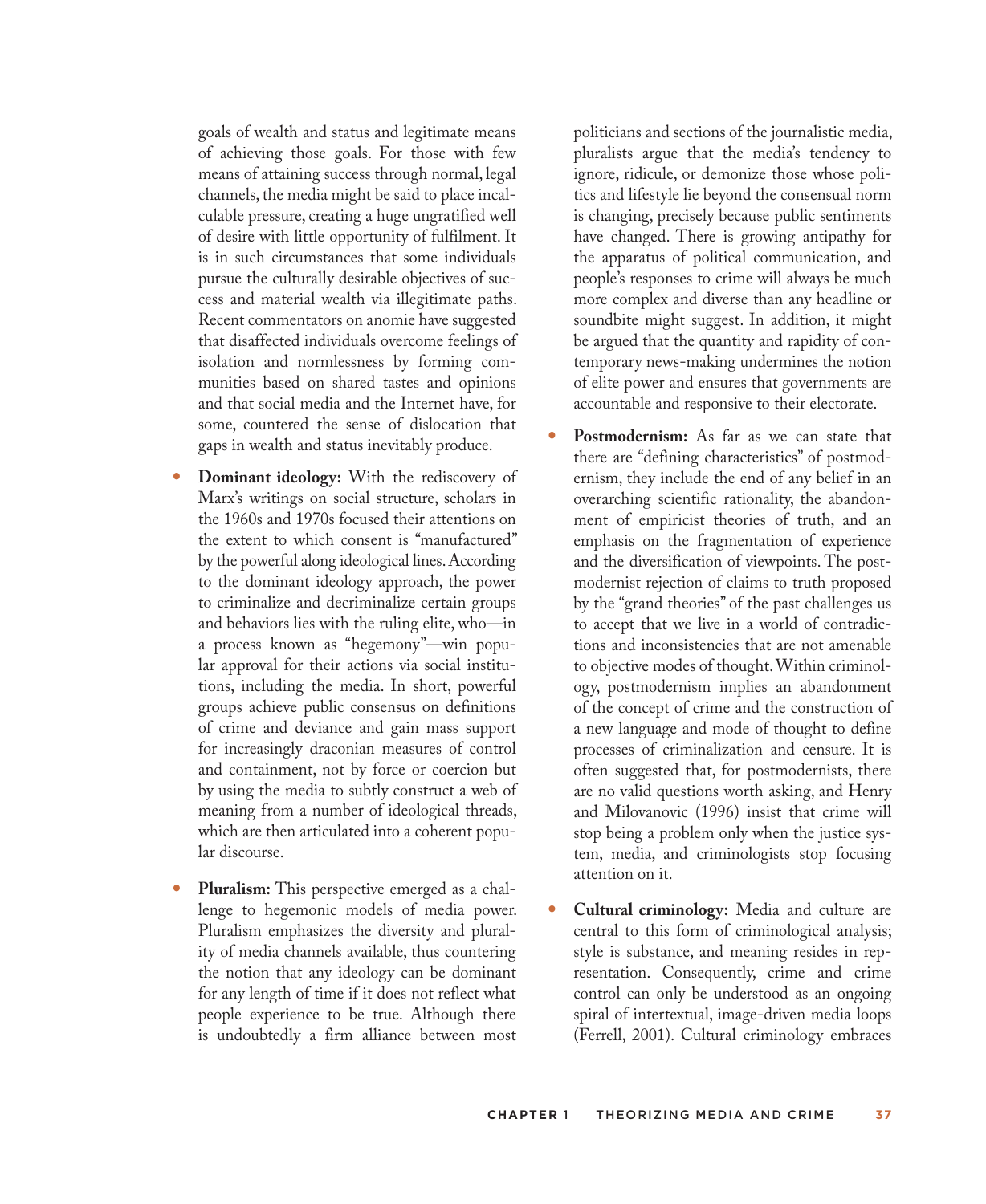goals of wealth and status and legitimate means of achieving those goals. For those with few means of attaining success through normal, legal channels, the media might be said to place incalculable pressure, creating a huge ungratified well of desire with little opportunity of fulfilment. It is in such circumstances that some individuals pursue the culturally desirable objectives of success and material wealth via illegitimate paths. Recent commentators on anomie have suggested that disaffected individuals overcome feelings of isolation and normlessness by forming communities based on shared tastes and opinions and that social media and the Internet have, for some, countered the sense of dislocation that gaps in wealth and status inevitably produce.

- **Dominant ideology:** With the rediscovery of Marx's writings on social structure, scholars in the 1960s and 1970s focused their attentions on the extent to which consent is "manufactured" by the powerful along ideological lines. According to the dominant ideology approach, the power to criminalize and decriminalize certain groups and behaviors lies with the ruling elite, who—in a process known as "hegemony"—win popular approval for their actions via social institutions, including the media. In short, powerful groups achieve public consensus on definitions of crime and deviance and gain mass support for increasingly draconian measures of control and containment, not by force or coercion but by using the media to subtly construct a web of meaning from a number of ideological threads, which are then articulated into a coherent popular discourse.

- **Pluralism:** This perspective emerged as a challenge to hegemonic models of media power. Pluralism emphasizes the diversity and plurality of media channels available, thus countering the notion that any ideology can be dominant for any length of time if it does not reflect what people experience to be true. Although there is undoubtedly a firm alliance between most politicians and sections of the journalistic media, pluralists argue that the media's tendency to ignore, ridicule, or demonize those whose politics and lifestyle lie beyond the consensual norm is changing, precisely because public sentiments have changed. There is growing antipathy for the apparatus of political communication, and people's responses to crime will always be much more complex and diverse than any headline or soundbite might suggest. In addition, it might be argued that the quantity and rapidity of contemporary news-making undermines the notion of elite power and ensures that governments are accountable and responsive to their electorate.

- **Postmodernism:** As far as we can state that there are "defining characteristics" of postmodernism, they include the end of any belief in an overarching scientific rationality, the abandonment of empiricist theories of truth, and an emphasis on the fragmentation of experience and the diversification of viewpoints. The postmodernist rejection of claims to truth proposed by the "grand theories" of the past challenges us to accept that we live in a world of contradictions and inconsistencies that are not amenable to objective modes of thought. Within criminology, postmodernism implies an abandonment of the concept of crime and the construction of a new language and mode of thought to define processes of criminalization and censure. It is often suggested that, for postmodernists, there are no valid questions worth asking, and Henry and Milovanovic (1996) insist that crime will stop being a problem only when the justice system, media, and criminologists stop focusing attention on it.

- **Cultural criminology:** Media and culture are central to this form of criminological analysis; style is substance, and meaning resides in representation. Consequently, crime and crime control can only be understood as an ongoing spiral of intertextual, image-driven media loops (Ferrell, 2001). Cultural criminology embraces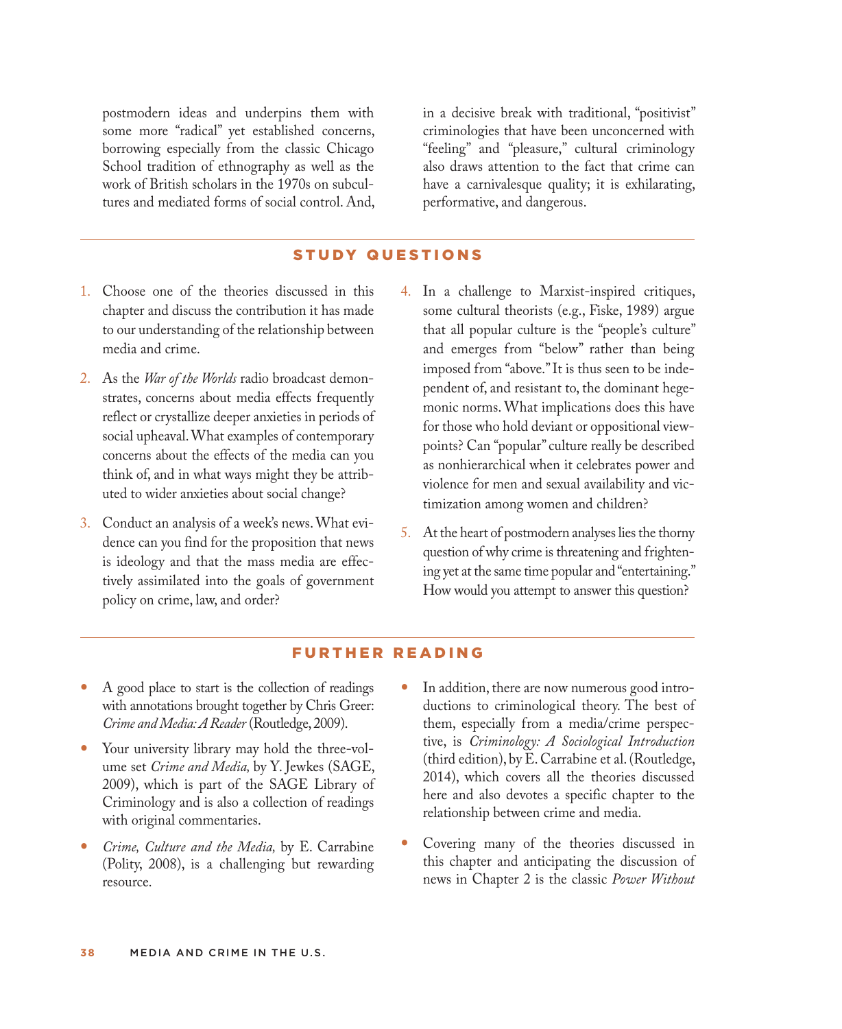postmodern ideas and underpins them with some more "radical" yet established concerns, borrowing especially from the classic Chicago School tradition of ethnography as well as the work of British scholars in the 1970s on subcultures and mediated forms of social control. And, in a decisive break with traditional, "positivist" criminologies that have been unconcerned with "feeling" and "pleasure," cultural criminology also draws attention to the fact that crime can have a carnivalesque quality; it is exhilarating, performative, and dangerous.

## STUDY QUESTIONS

1. Choose one of the theories discussed in this chapter and discuss the contribution it has made to our understanding of the relationship between media and crime.
2. As the *War of the Worlds* radio broadcast demonstrates, concerns about media effects frequently reflect or crystallize deeper anxieties in periods of social upheaval. What examples of contemporary concerns about the effects of the media can you think of, and in what ways might they be attributed to wider anxieties about social change?
3. Conduct an analysis of a week's news. What evidence can you find for the proposition that news is ideology and that the mass media are effectively assimilated into the goals of government policy on crime, law, and order?
4. In a challenge to Marxist-inspired critiques, some cultural theorists (e.g., Fiske, 1989) argue that all popular culture is the "people's culture" and emerges from "below" rather than being imposed from "above." It is thus seen to be independent of, and resistant to, the dominant hegemonic norms. What implications does this have for those who hold deviant or oppositional viewpoints? Can "popular" culture really be described as nonhierarchical when it celebrates power and violence for men and sexual availability and victimization among women and children?
5. At the heart of postmodern analyses lies the thorny question of why crime is threatening and frightening yet at the same time popular and "entertaining." How would you attempt to answer this question?

## FURTHER READING

- A good place to start is the collection of readings with annotations brought together by Chris Greer: *Crime and Media: A Reader* (Routledge, 2009).
- Your university library may hold the three-volume set *Crime and Media,* by Y. Jewkes (SAGE, 2009), which is part of the SAGE Library of Criminology and is also a collection of readings with original commentaries.
- *Crime, Culture and the Media,* by E. Carrabine (Polity, 2008), is a challenging but rewarding resource.
- In addition, there are now numerous good introductions to criminological theory. The best of them, especially from a media/crime perspective, is *Criminology: A Sociological Introduction* (third edition), by E. Carrabine et al. (Routledge, 2014), which covers all the theories discussed here and also devotes a specific chapter to the relationship between crime and media.
- Covering many of the theories discussed in this chapter and anticipating the discussion of news in Chapter 2 is the classic *Power Without*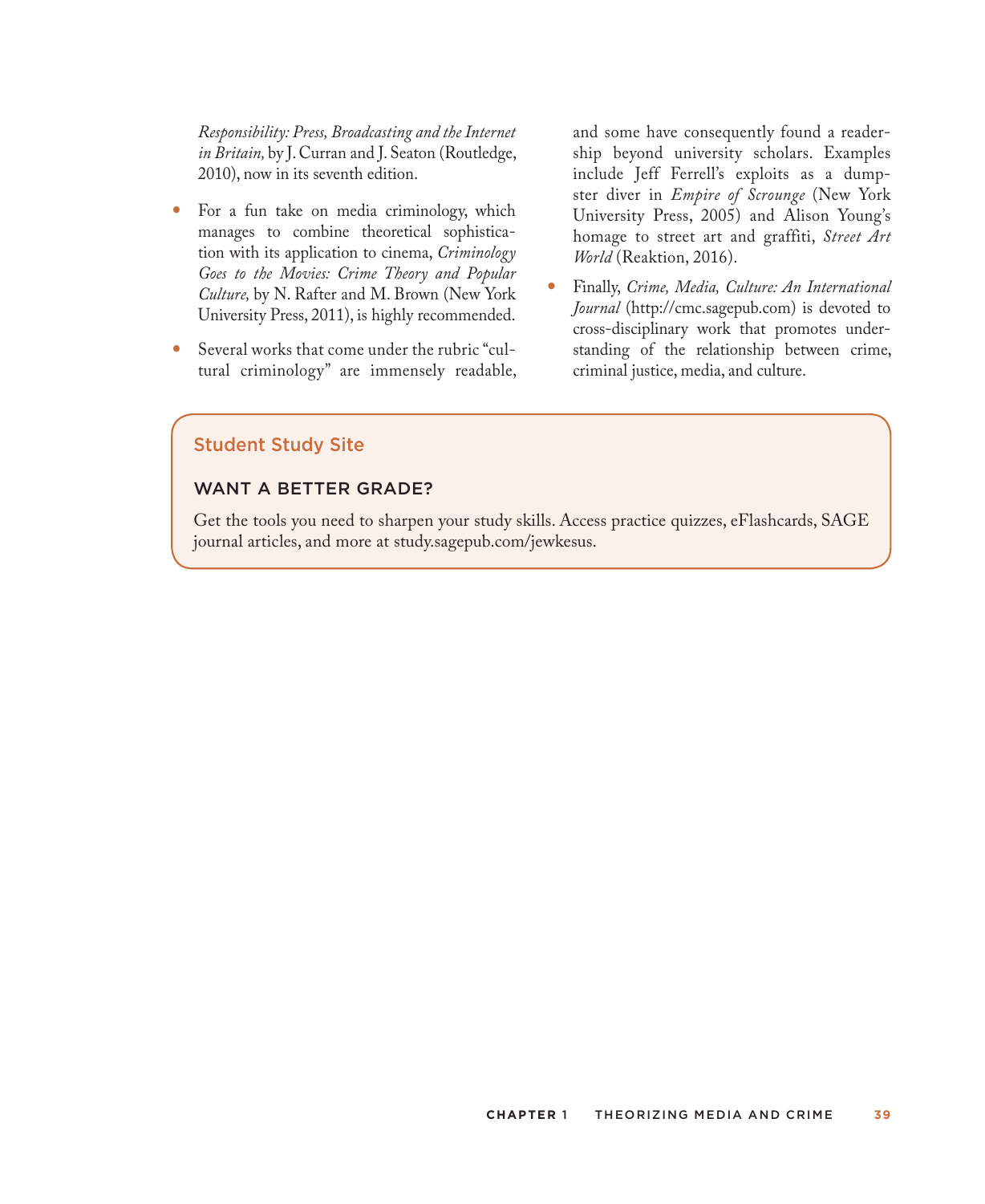*Responsibility: Press, Broadcasting and the Internet in Britain,* by J. Curran and J. Seaton (Routledge, 2010), now in its seventh edition.

- For a fun take on media criminology, which manages to combine theoretical sophistication with its application to cinema, *Criminology Goes to the Movies: Crime Theory and Popular Culture,* by N. Rafter and M. Brown (New York University Press, 2011), is highly recommended.
- Several works that come under the rubric "cultural criminology" are immensely readable, and some have consequently found a readership beyond university scholars. Examples include Jeff Ferrell's exploits as a dumpster diver in *Empire of Scrounge* (New York University Press, 2005) and Alison Young's homage to street art and graffiti, *Street Art World* (Reaktion, 2016).
- Finally, *Crime, Media, Culture: An International Journal* (http://cmc.sagepub.com) is devoted to cross-disciplinary work that promotes understanding of the relationship between crime, criminal justice, media, and culture.

## Student Study Site

### WANT A BETTER GRADE?

Get the tools you need to sharpen your study skills. Access practice quizzes, eFlashcards, SAGE journal articles, and more at study.sagepub.com/jewkesus.